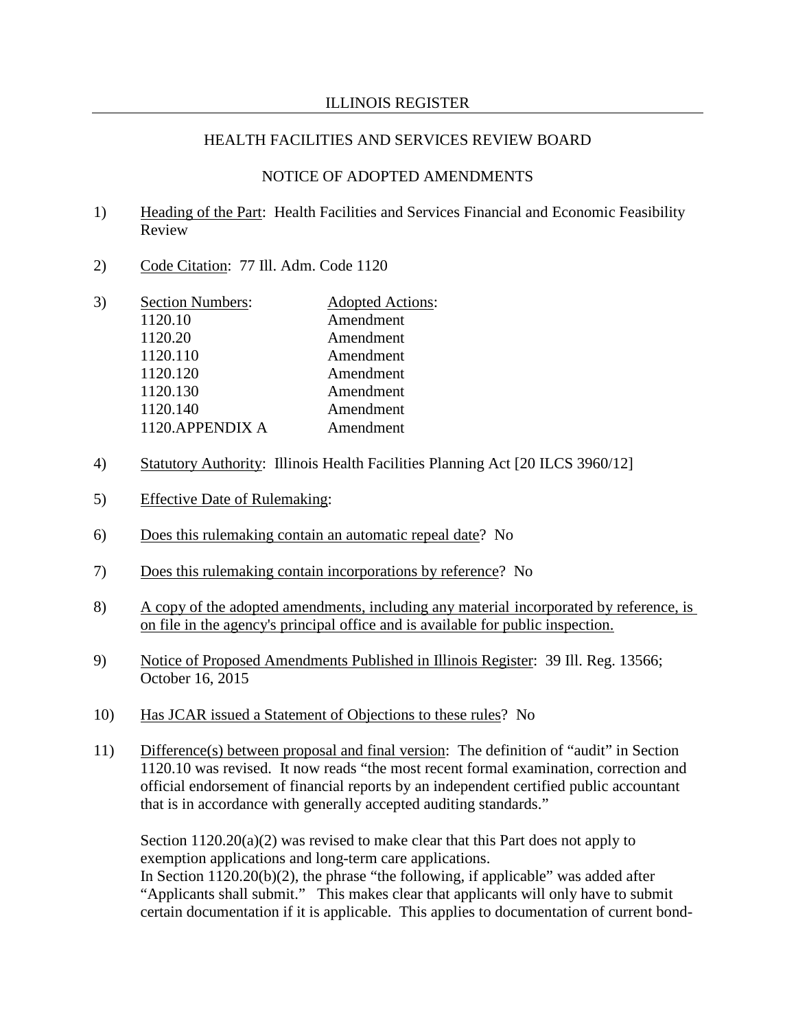ILLINOIS REGISTER

HEALTH FACILITIES AND SERVICES REVIEW BOARD

NOTICE OF ADOPTED AMENDMENTS

1) Heading of the Part: Health Facilities and Services Financial and Economic Feasibility Review

2) Code Citation: 77 Ill. Adm. Code 1120

3) 

| Section Numbers: | Adopted Actions: |
|---|---|
| 1120.10 | Amendment |
| 1120.20 | Amendment |
| 1120.110 | Amendment |
| 1120.120 | Amendment |
| 1120.130 | Amendment |
| 1120.140 | Amendment |
| 1120.APPENDIX A | Amendment |

4) Statutory Authority: Illinois Health Facilities Planning Act [20 ILCS 3960/12]

5) Effective Date of Rulemaking:

6) Does this rulemaking contain an automatic repeal date? No

7) Does this rulemaking contain incorporations by reference? No

8) A copy of the adopted amendments, including any material incorporated by reference, is on file in the agency's principal office and is available for public inspection.

9) Notice of Proposed Amendments Published in Illinois Register: 39 Ill. Reg. 13566; October 16, 2015

10) Has JCAR issued a Statement of Objections to these rules? No

11) Difference(s) between proposal and final version: The definition of "audit" in Section 1120.10 was revised. It now reads "the most recent formal examination, correction and official endorsement of financial reports by an independent certified public accountant that is in accordance with generally accepted auditing standards."

    Section 1120.20(a)(2) was revised to make clear that this Part does not apply to exemption applications and long-term care applications.
    In Section 1120.20(b)(2), the phrase "the following, if applicable" was added after "Applicants shall submit." This makes clear that applicants will only have to submit certain documentation if it is applicable. This applies to documentation of current bond-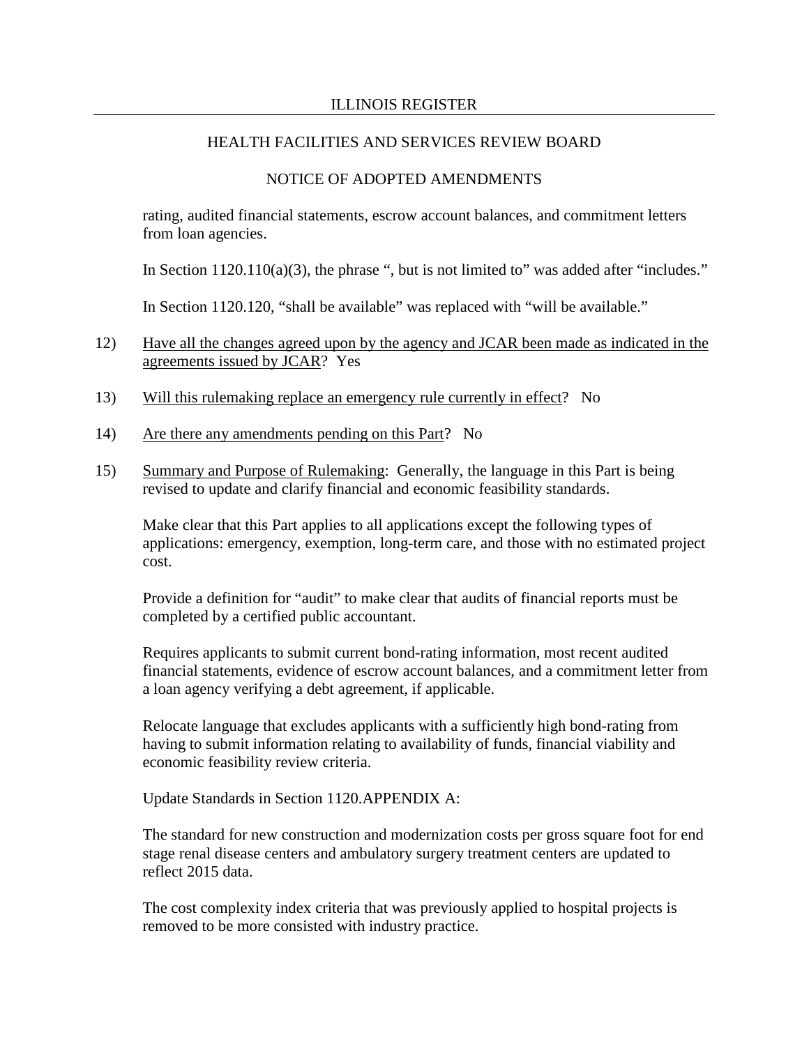rating, audited financial statements, escrow account balances, and commitment letters from loan agencies.

In Section 1120.110(a)(3), the phrase ", but is not limited to" was added after "includes."

In Section 1120.120, "shall be available" was replaced with "will be available."

12) Have all the changes agreed upon by the agency and JCAR been made as indicated in the agreements issued by JCAR? Yes

13) Will this rulemaking replace an emergency rule currently in effect? No

14) Are there any amendments pending on this Part? No

15) Summary and Purpose of Rulemaking: Generally, the language in this Part is being revised to update and clarify financial and economic feasibility standards.

Make clear that this Part applies to all applications except the following types of applications: emergency, exemption, long-term care, and those with no estimated project cost.

Provide a definition for "audit" to make clear that audits of financial reports must be completed by a certified public accountant.

Requires applicants to submit current bond-rating information, most recent audited financial statements, evidence of escrow account balances, and a commitment letter from a loan agency verifying a debt agreement, if applicable.

Relocate language that excludes applicants with a sufficiently high bond-rating from having to submit information relating to availability of funds, financial viability and economic feasibility review criteria.

Update Standards in Section 1120.APPENDIX A:

The standard for new construction and modernization costs per gross square foot for end stage renal disease centers and ambulatory surgery treatment centers are updated to reflect 2015 data.

The cost complexity index criteria that was previously applied to hospital projects is removed to be more consisted with industry practice.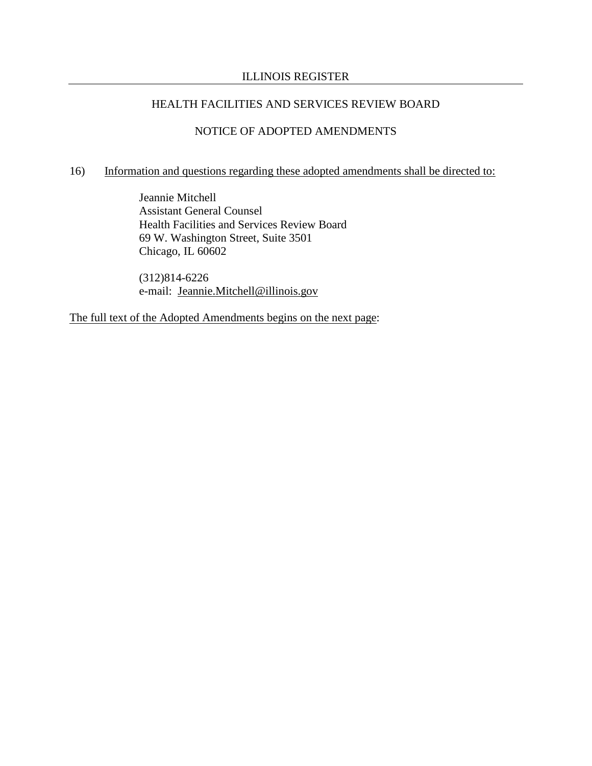16) Information and questions regarding these adopted amendments shall be directed to:

Jeannie Mitchell
Assistant General Counsel
Health Facilities and Services Review Board
69 W. Washington Street, Suite 3501
Chicago, IL 60602

(312)814-6226
e-mail: Jeannie.Mitchell@illinois.gov

The full text of the Adopted Amendments begins on the next page: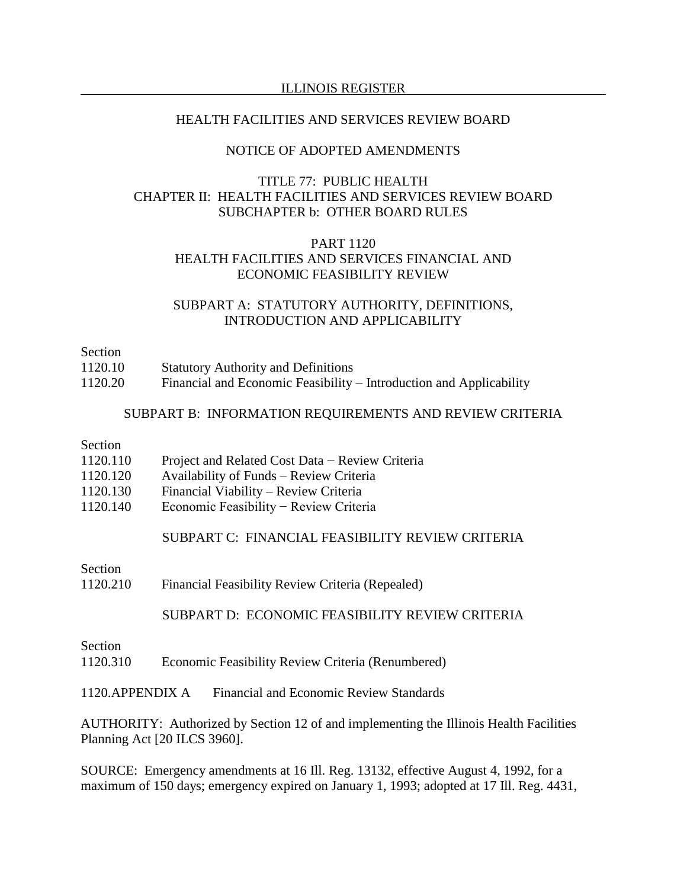ILLINOIS REGISTER

HEALTH FACILITIES AND SERVICES REVIEW BOARD

NOTICE OF ADOPTED AMENDMENTS

TITLE 77: PUBLIC HEALTH
CHAPTER II: HEALTH FACILITIES AND SERVICES REVIEW BOARD
SUBCHAPTER b: OTHER BOARD RULES

PART 1120
HEALTH FACILITIES AND SERVICES FINANCIAL AND ECONOMIC FEASIBILITY REVIEW

SUBPART A: STATUTORY AUTHORITY, DEFINITIONS, INTRODUCTION AND APPLICABILITY

| Section | |
|---|---|
| 1120.10 | Statutory Authority and Definitions |
| 1120.20 | Financial and Economic Feasibility – Introduction and Applicability |

SUBPART B: INFORMATION REQUIREMENTS AND REVIEW CRITERIA

| Section | |
|---|---|
| 1120.110 | Project and Related Cost Data − Review Criteria |
| 1120.120 | Availability of Funds – Review Criteria |
| 1120.130 | Financial Viability – Review Criteria |
| 1120.140 | Economic Feasibility − Review Criteria |

SUBPART C: FINANCIAL FEASIBILITY REVIEW CRITERIA

| Section | |
|---|---|
| 1120.210 | Financial Feasibility Review Criteria (Repealed) |

SUBPART D: ECONOMIC FEASIBILITY REVIEW CRITERIA

| Section | |
|---|---|
| 1120.310 | Economic Feasibility Review Criteria (Renumbered) |

1120.APPENDIX A Financial and Economic Review Standards

AUTHORITY: Authorized by Section 12 of and implementing the Illinois Health Facilities Planning Act [20 ILCS 3960].

SOURCE: Emergency amendments at 16 Ill. Reg. 13132, effective August 4, 1992, for a maximum of 150 days; emergency expired on January 1, 1993; adopted at 17 Ill. Reg. 4431,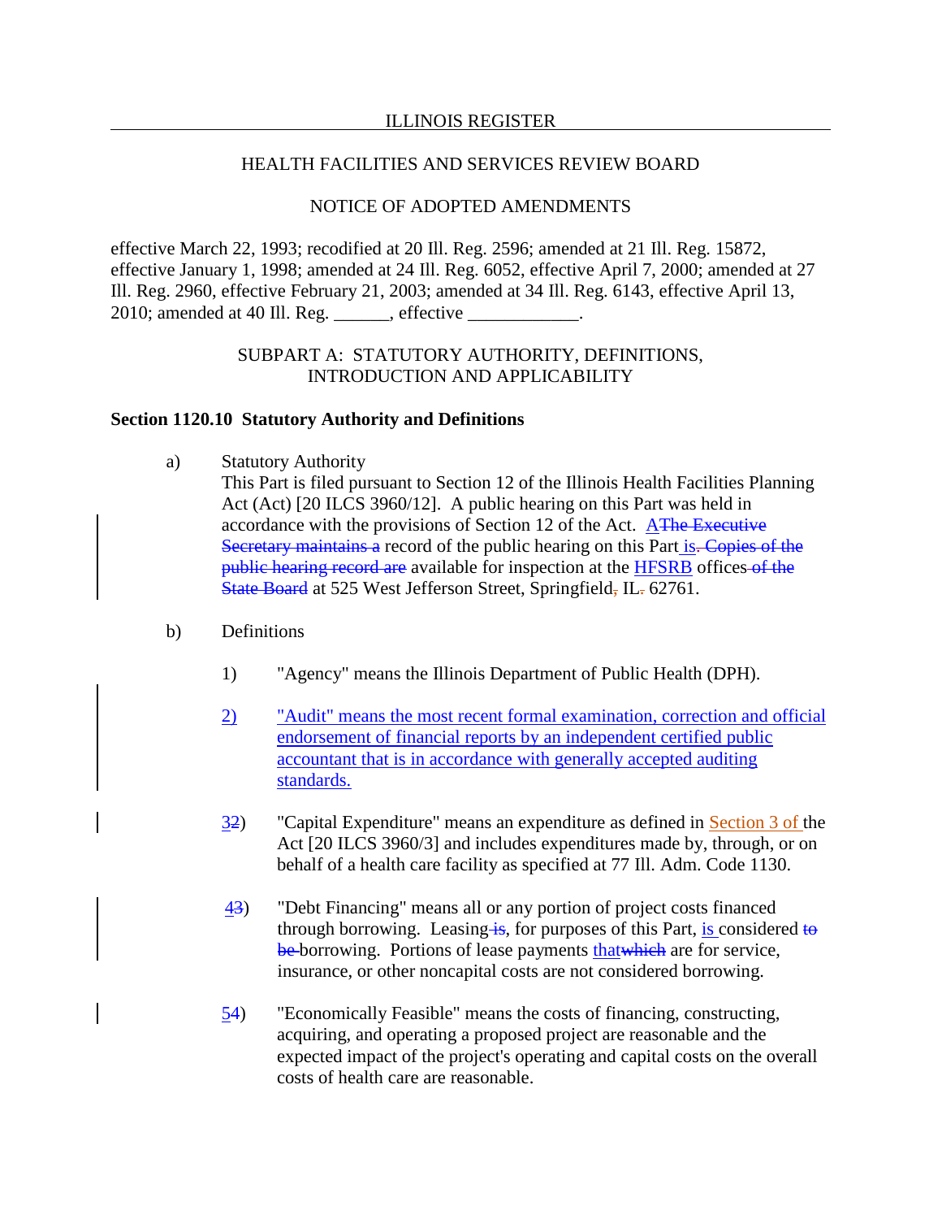HEALTH FACILITIES AND SERVICES REVIEW BOARD

NOTICE OF ADOPTED AMENDMENTS

effective March 22, 1993; recodified at 20 Ill. Reg. 2596; amended at 21 Ill. Reg. 15872, effective January 1, 1998; amended at 24 Ill. Reg. 6052, effective April 7, 2000; amended at 27 Ill. Reg. 2960, effective February 21, 2003; amended at 34 Ill. Reg. 6143, effective April 13, 2010; amended at 40 Ill. Reg. ______, effective ____________.

SUBPART A: STATUTORY AUTHORITY, DEFINITIONS, INTRODUCTION AND APPLICABILITY

**Section 1120.10 Statutory Authority and Definitions**

a) Statutory Authority
This Part is filed pursuant to Section 12 of the Illinois Health Facilities Planning Act (Act) [20 ILCS 3960/12]. A public hearing on this Part was held in accordance with the provisions of Section 12 of the Act. <u>A</u>~~The Executive Secretary maintains a~~ record of the public hearing on this Part <u>is</u>~~. Copies of the public hearing record are~~ available for inspection at the <u>HFSRB</u> offices ~~of the State Board~~ at 525 West Jefferson Street, Springfield~~,~~ IL~~.~~ 62761.

b) Definitions

1) "Agency" means the Illinois Department of Public Health (DPH).

<u>2)</u> <u>"Audit" means the most recent formal examination, correction and official endorsement of financial reports by an independent certified public accountant that is in accordance with generally accepted auditing standards.</u>

<u>3</u>~~2~~) "Capital Expenditure" means an expenditure as defined in <u>Section 3 of</u> the Act [20 ILCS 3960/3] and includes expenditures made by, through, or on behalf of a health care facility as specified at 77 Ill. Adm. Code 1130.

<u>4</u>~~3~~) "Debt Financing" means all or any portion of project costs financed through borrowing. Leasing ~~is~~, for purposes of this Part, <u>is</u> considered ~~to be~~ borrowing. Portions of lease payments <u>that</u>~~which~~ are for service, insurance, or other noncapital costs are not considered borrowing.

<u>5</u>~~4~~) "Economically Feasible" means the costs of financing, constructing, acquiring, and operating a proposed project are reasonable and the expected impact of the project's operating and capital costs on the overall costs of health care are reasonable.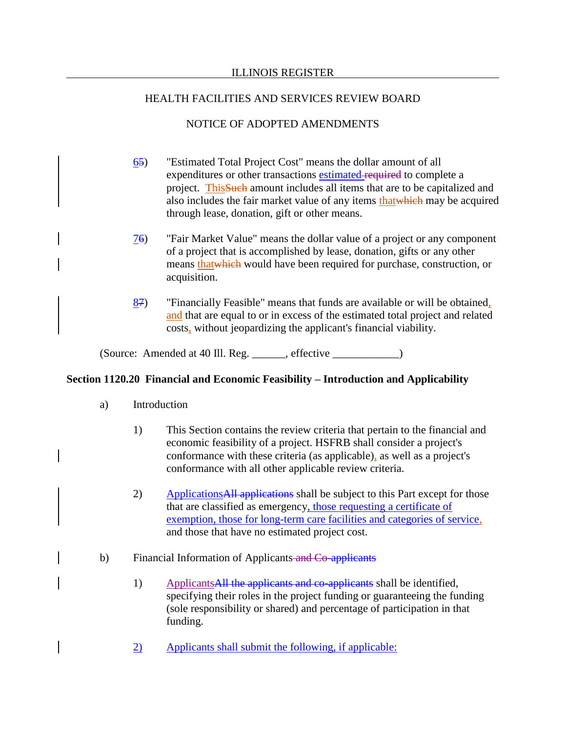ILLINOIS REGISTER

HEALTH FACILITIES AND SERVICES REVIEW BOARD

NOTICE OF ADOPTED AMENDMENTS

65) "Estimated Total Project Cost" means the dollar amount of all expenditures or other transactions estimated required to complete a project. ThisSuch amount includes all items that are to be capitalized and also includes the fair market value of any items thatwhich may be acquired through lease, donation, gift or other means.

76) "Fair Market Value" means the dollar value of a project or any component of a project that is accomplished by lease, donation, gifts or any other means thatwhich would have been required for purchase, construction, or acquisition.

87) "Financially Feasible" means that funds are available or will be obtained, and that are equal to or in excess of the estimated total project and related costs, without jeopardizing the applicant's financial viability.

(Source: Amended at 40 Ill. Reg. ______, effective ____________)

**Section 1120.20 Financial and Economic Feasibility – Introduction and Applicability**

a) Introduction

1) This Section contains the review criteria that pertain to the financial and economic feasibility of a project. HSFRB shall consider a project's conformance with these criteria (as applicable), as well as a project's conformance with all other applicable review criteria.

2) ApplicationsAll applications shall be subject to this Part except for those that are classified as emergency, those requesting a certificate of exemption, those for long-term care facilities and categories of service, and those that have no estimated project cost.

b) Financial Information of Applicants and Co-applicants

1) ApplicantsAll the applicants and co-applicants shall be identified, specifying their roles in the project funding or guaranteeing the funding (sole responsibility or shared) and percentage of participation in that funding.

2) Applicants shall submit the following, if applicable: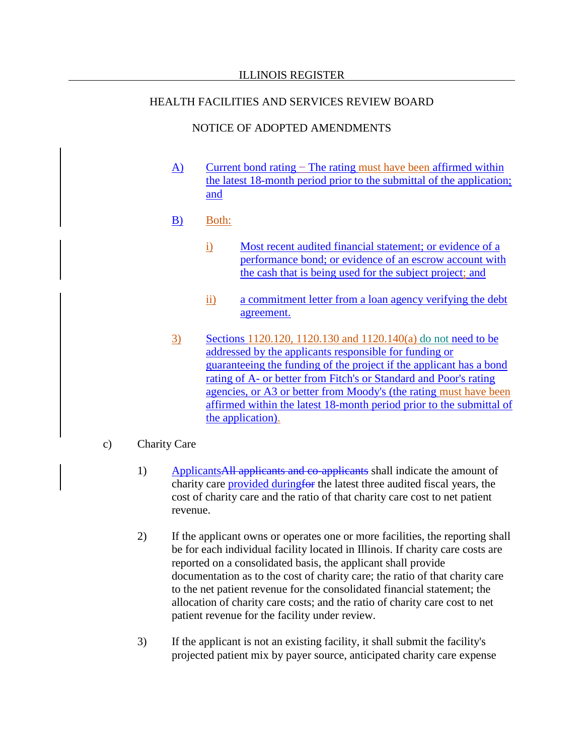A) Current bond rating − The rating must have been affirmed within the latest 18-month period prior to the submittal of the application; and

B) Both:

i) Most recent audited financial statement; or evidence of a performance bond; or evidence of an escrow account with the cash that is being used for the subject project; and

ii) a commitment letter from a loan agency verifying the debt agreement.

3) Sections 1120.120, 1120.130 and 1120.140(a) do not need to be addressed by the applicants responsible for funding or guaranteeing the funding of the project if the applicant has a bond rating of A- or better from Fitch's or Standard and Poor's rating agencies, or A3 or better from Moody's (the rating must have been affirmed within the latest 18-month period prior to the submittal of the application).

c) Charity Care

1) ApplicantsAll applicants and co-applicants shall indicate the amount of charity care provided duringfor the latest three audited fiscal years, the cost of charity care and the ratio of that charity care cost to net patient revenue.

2) If the applicant owns or operates one or more facilities, the reporting shall be for each individual facility located in Illinois. If charity care costs are reported on a consolidated basis, the applicant shall provide documentation as to the cost of charity care; the ratio of that charity care to the net patient revenue for the consolidated financial statement; the allocation of charity care costs; and the ratio of charity care cost to net patient revenue for the facility under review.

3) If the applicant is not an existing facility, it shall submit the facility's projected patient mix by payer source, anticipated charity care expense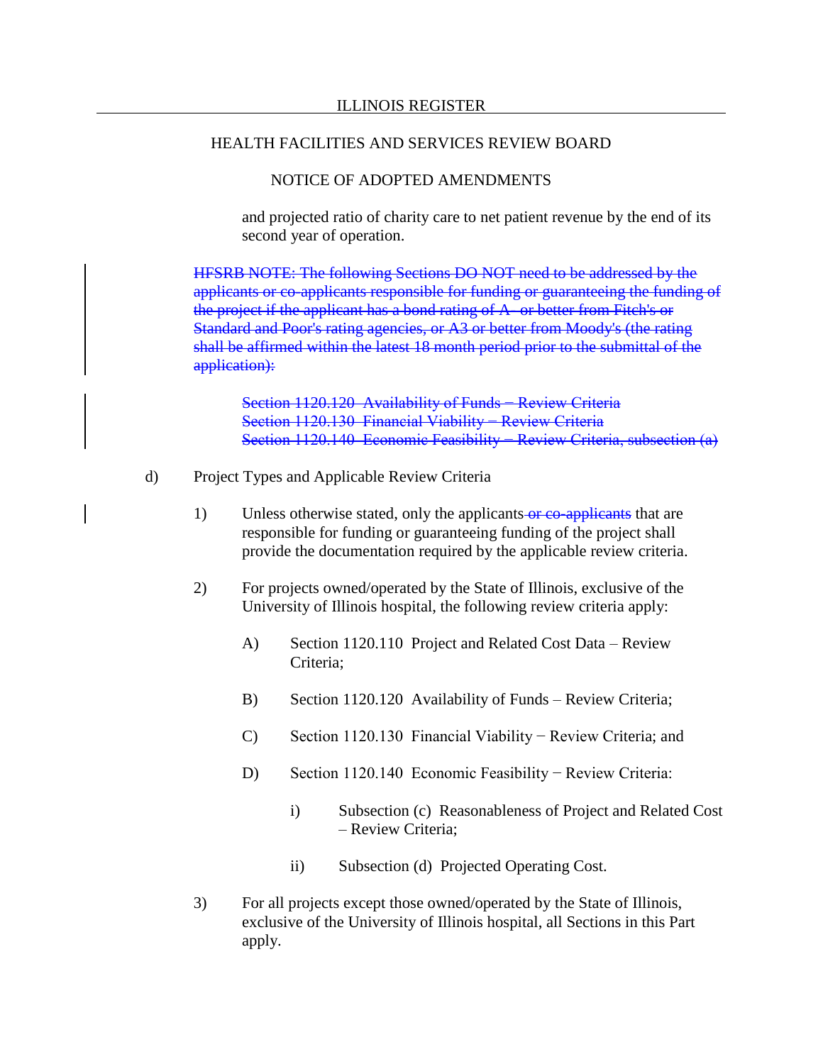and projected ratio of charity care to net patient revenue by the end of its second year of operation.

~~HFSRB NOTE: The following Sections DO NOT need to be addressed by the applicants or co-applicants responsible for funding or guaranteeing the funding of the project if the applicant has a bond rating of A- or better from Fitch's or Standard and Poor's rating agencies, or A3 or better from Moody's (the rating shall be affirmed within the latest 18 month period prior to the submittal of the application):~~

~~Section 1120.120 Availability of Funds – Review Criteria~~
~~Section 1120.130 Financial Viability – Review Criteria~~
~~Section 1120.140 Economic Feasibility – Review Criteria, subsection (a)~~

d) Project Types and Applicable Review Criteria

1) Unless otherwise stated, only the applicants ~~or co-applicants~~ that are responsible for funding or guaranteeing funding of the project shall provide the documentation required by the applicable review criteria.

2) For projects owned/operated by the State of Illinois, exclusive of the University of Illinois hospital, the following review criteria apply:

A) Section 1120.110 Project and Related Cost Data – Review Criteria;

B) Section 1120.120 Availability of Funds – Review Criteria;

C) Section 1120.130 Financial Viability − Review Criteria; and

D) Section 1120.140 Economic Feasibility − Review Criteria:

i) Subsection (c) Reasonableness of Project and Related Cost – Review Criteria;

ii) Subsection (d) Projected Operating Cost.

3) For all projects except those owned/operated by the State of Illinois, exclusive of the University of Illinois hospital, all Sections in this Part apply.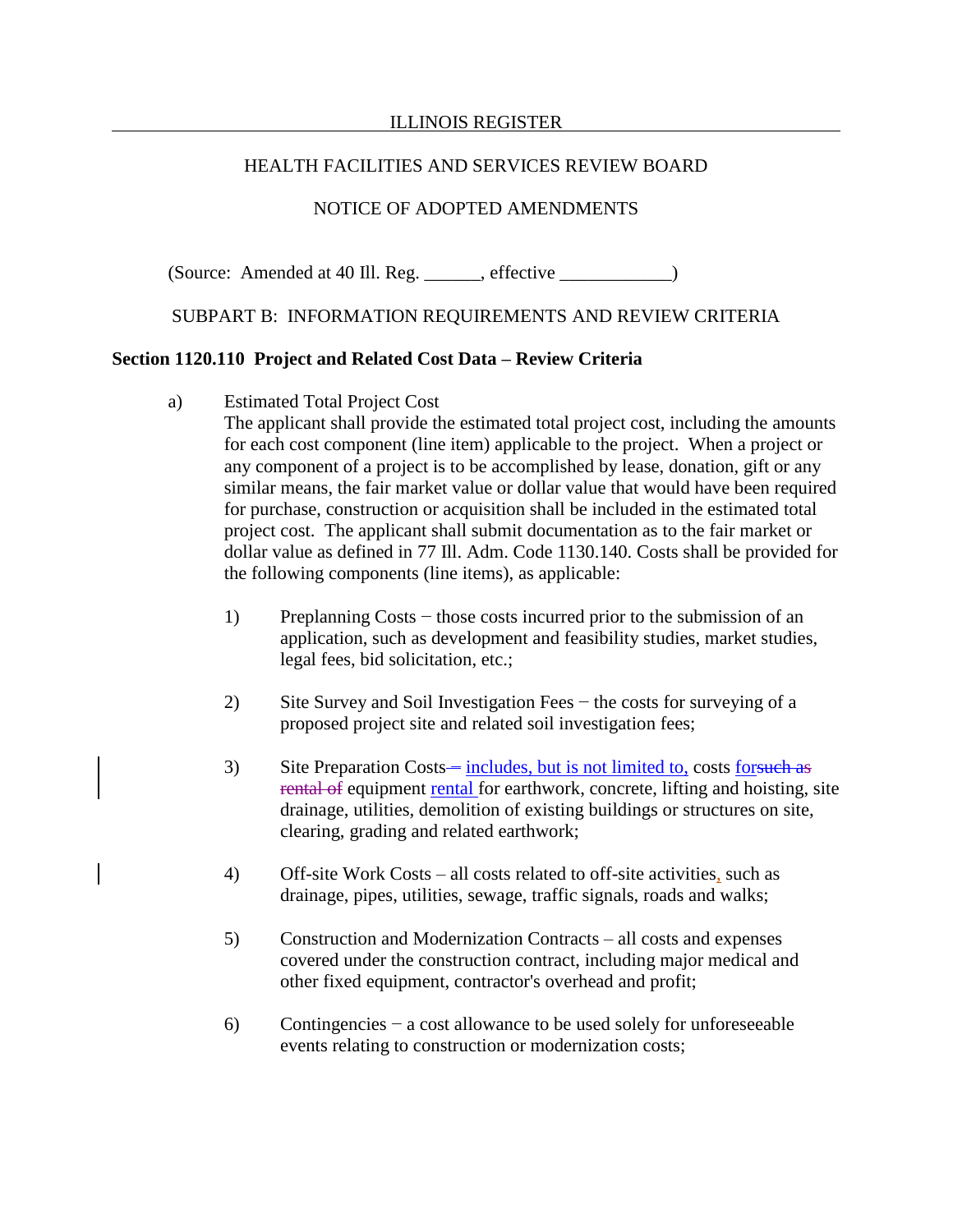HEALTH FACILITIES AND SERVICES REVIEW BOARD

NOTICE OF ADOPTED AMENDMENTS

(Source: Amended at 40 Ill. Reg. ______, effective ____________)

SUBPART B: INFORMATION REQUIREMENTS AND REVIEW CRITERIA

**Section 1120.110 Project and Related Cost Data – Review Criteria**

a) Estimated Total Project Cost
The applicant shall provide the estimated total project cost, including the amounts for each cost component (line item) applicable to the project. When a project or any component of a project is to be accomplished by lease, donation, gift or any similar means, the fair market value or dollar value that would have been required for purchase, construction or acquisition shall be included in the estimated total project cost. The applicant shall submit documentation as to the fair market or dollar value as defined in 77 Ill. Adm. Code 1130.140. Costs shall be provided for the following components (line items), as applicable:

1) Preplanning Costs − those costs incurred prior to the submission of an application, such as development and feasibility studies, market studies, legal fees, bid solicitation, etc.;

2) Site Survey and Soil Investigation Fees − the costs for surveying of a proposed project site and related soil investigation fees;

3) Site Preparation Costs ~~–~~ includes, but is not limited to, costs for~~such as rental of~~ equipment rental for earthwork, concrete, lifting and hoisting, site drainage, utilities, demolition of existing buildings or structures on site, clearing, grading and related earthwork;

4) Off-site Work Costs – all costs related to off-site activities, such as drainage, pipes, utilities, sewage, traffic signals, roads and walks;

5) Construction and Modernization Contracts – all costs and expenses covered under the construction contract, including major medical and other fixed equipment, contractor's overhead and profit;

6) Contingencies − a cost allowance to be used solely for unforeseeable events relating to construction or modernization costs;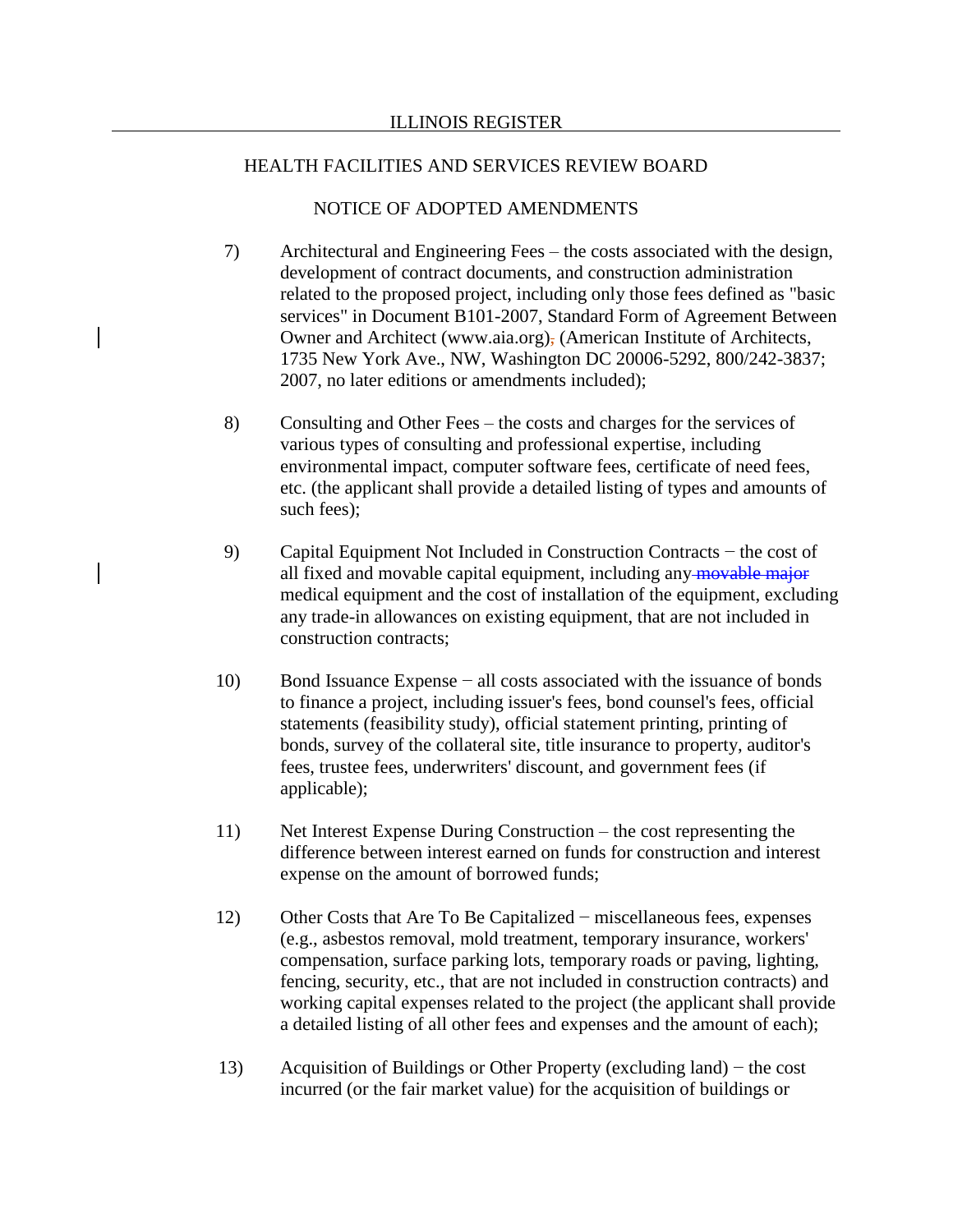7) Architectural and Engineering Fees – the costs associated with the design, development of contract documents, and construction administration related to the proposed project, including only those fees defined as "basic services" in Document B101-2007, Standard Form of Agreement Between Owner and Architect (www.aia.org), (American Institute of Architects, 1735 New York Ave., NW, Washington DC 20006-5292, 800/242-3837; 2007, no later editions or amendments included);

8) Consulting and Other Fees – the costs and charges for the services of various types of consulting and professional expertise, including environmental impact, computer software fees, certificate of need fees, etc. (the applicant shall provide a detailed listing of types and amounts of such fees);

9) Capital Equipment Not Included in Construction Contracts − the cost of all fixed and movable capital equipment, including any ~~movable~~ major medical equipment and the cost of installation of the equipment, excluding any trade-in allowances on existing equipment, that are not included in construction contracts;

10) Bond Issuance Expense − all costs associated with the issuance of bonds to finance a project, including issuer's fees, bond counsel's fees, official statements (feasibility study), official statement printing, printing of bonds, survey of the collateral site, title insurance to property, auditor's fees, trustee fees, underwriters' discount, and government fees (if applicable);

11) Net Interest Expense During Construction – the cost representing the difference between interest earned on funds for construction and interest expense on the amount of borrowed funds;

12) Other Costs that Are To Be Capitalized − miscellaneous fees, expenses (e.g., asbestos removal, mold treatment, temporary insurance, workers' compensation, surface parking lots, temporary roads or paving, lighting, fencing, security, etc., that are not included in construction contracts) and working capital expenses related to the project (the applicant shall provide a detailed listing of all other fees and expenses and the amount of each);

13) Acquisition of Buildings or Other Property (excluding land) − the cost incurred (or the fair market value) for the acquisition of buildings or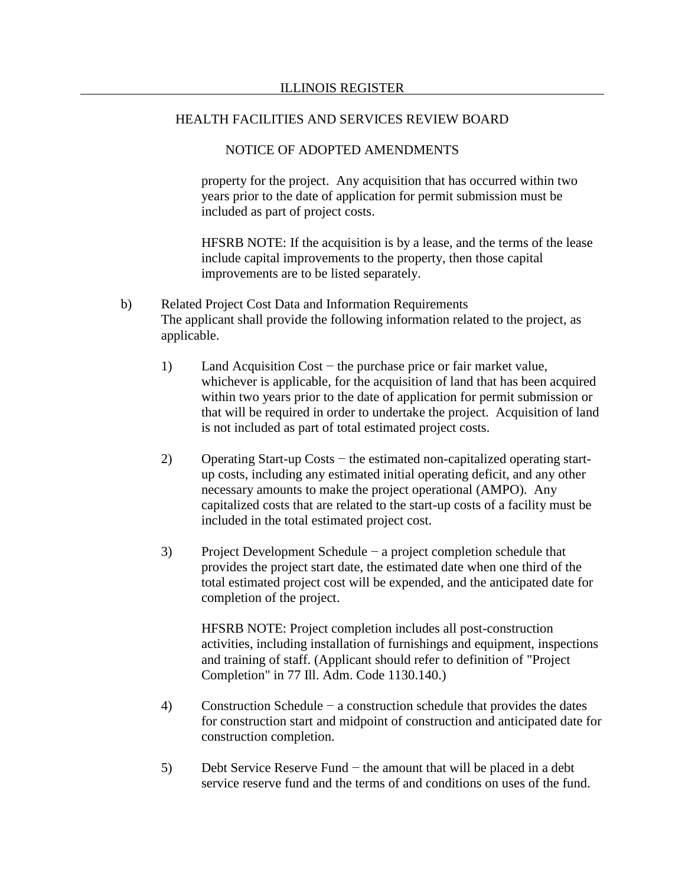property for the project. Any acquisition that has occurred within two years prior to the date of application for permit submission must be included as part of project costs.

HFSRB NOTE: If the acquisition is by a lease, and the terms of the lease include capital improvements to the property, then those capital improvements are to be listed separately.

b) Related Project Cost Data and Information Requirements
The applicant shall provide the following information related to the project, as applicable.

1) Land Acquisition Cost − the purchase price or fair market value, whichever is applicable, for the acquisition of land that has been acquired within two years prior to the date of application for permit submission or that will be required in order to undertake the project. Acquisition of land is not included as part of total estimated project costs.

2) Operating Start-up Costs − the estimated non-capitalized operating start-up costs, including any estimated initial operating deficit, and any other necessary amounts to make the project operational (AMPO). Any capitalized costs that are related to the start-up costs of a facility must be included in the total estimated project cost.

3) Project Development Schedule − a project completion schedule that provides the project start date, the estimated date when one third of the total estimated project cost will be expended, and the anticipated date for completion of the project.

   HFSRB NOTE: Project completion includes all post-construction activities, including installation of furnishings and equipment, inspections and training of staff. (Applicant should refer to definition of "Project Completion" in 77 Ill. Adm. Code 1130.140.)

4) Construction Schedule − a construction schedule that provides the dates for construction start and midpoint of construction and anticipated date for construction completion.

5) Debt Service Reserve Fund − the amount that will be placed in a debt service reserve fund and the terms of and conditions on uses of the fund.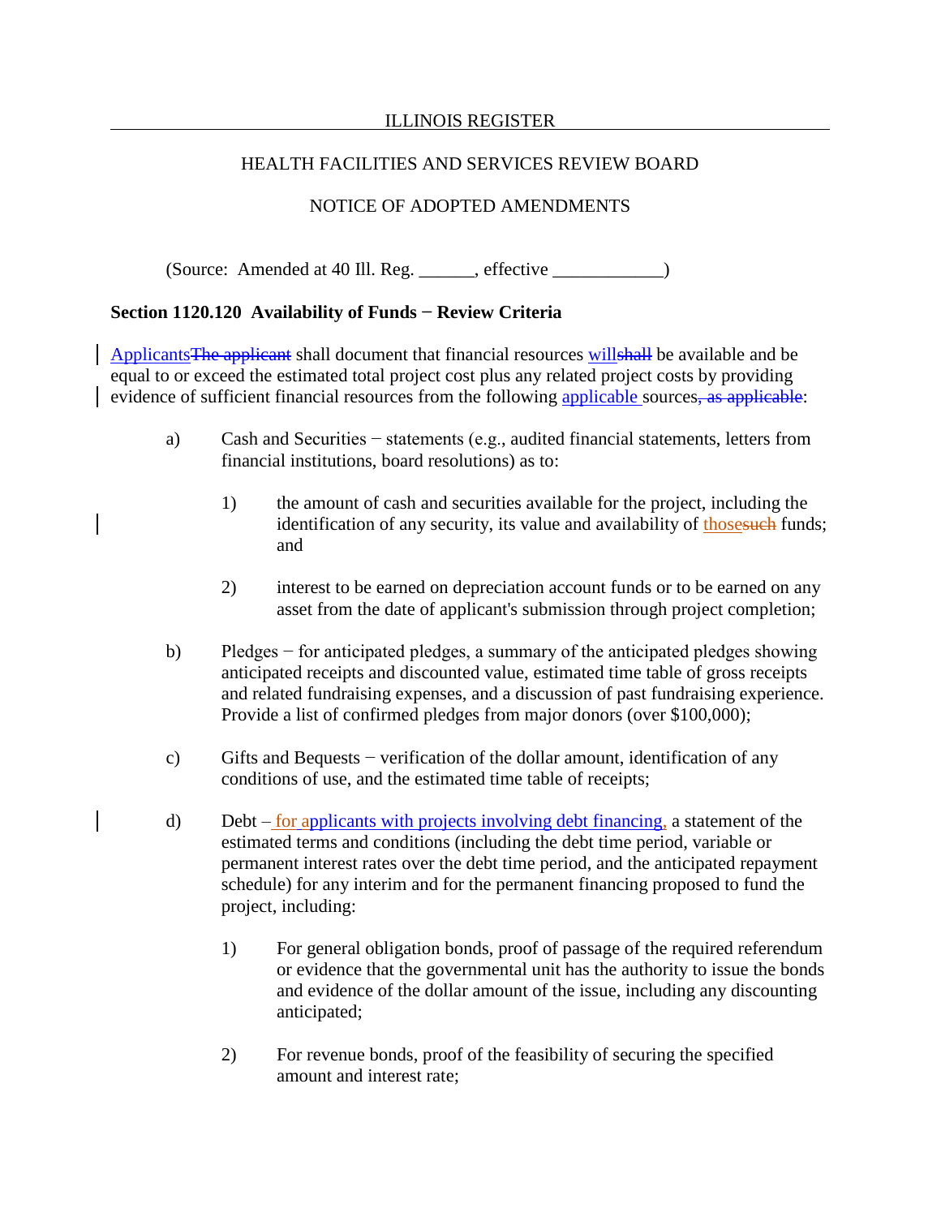ILLINOIS REGISTER

HEALTH FACILITIES AND SERVICES REVIEW BOARD

NOTICE OF ADOPTED AMENDMENTS

(Source: Amended at 40 Ill. Reg. ______, effective ____________)

**Section 1120.120 Availability of Funds − Review Criteria**

ApplicantsThe applicant shall document that financial resources willshall be available and be equal to or exceed the estimated total project cost plus any related project costs by providing evidence of sufficient financial resources from the following applicable sources, as applicable:

a) Cash and Securities − statements (e.g., audited financial statements, letters from financial institutions, board resolutions) as to:

1) the amount of cash and securities available for the project, including the identification of any security, its value and availability of thosesuch funds; and

2) interest to be earned on depreciation account funds or to be earned on any asset from the date of applicant's submission through project completion;

b) Pledges − for anticipated pledges, a summary of the anticipated pledges showing anticipated receipts and discounted value, estimated time table of gross receipts and related fundraising expenses, and a discussion of past fundraising experience. Provide a list of confirmed pledges from major donors (over $100,000);

c) Gifts and Bequests − verification of the dollar amount, identification of any conditions of use, and the estimated time table of receipts;

d) Debt – for applicants with projects involving debt financing, a statement of the estimated terms and conditions (including the debt time period, variable or permanent interest rates over the debt time period, and the anticipated repayment schedule) for any interim and for the permanent financing proposed to fund the project, including:

1) For general obligation bonds, proof of passage of the required referendum or evidence that the governmental unit has the authority to issue the bonds and evidence of the dollar amount of the issue, including any discounting anticipated;

2) For revenue bonds, proof of the feasibility of securing the specified amount and interest rate;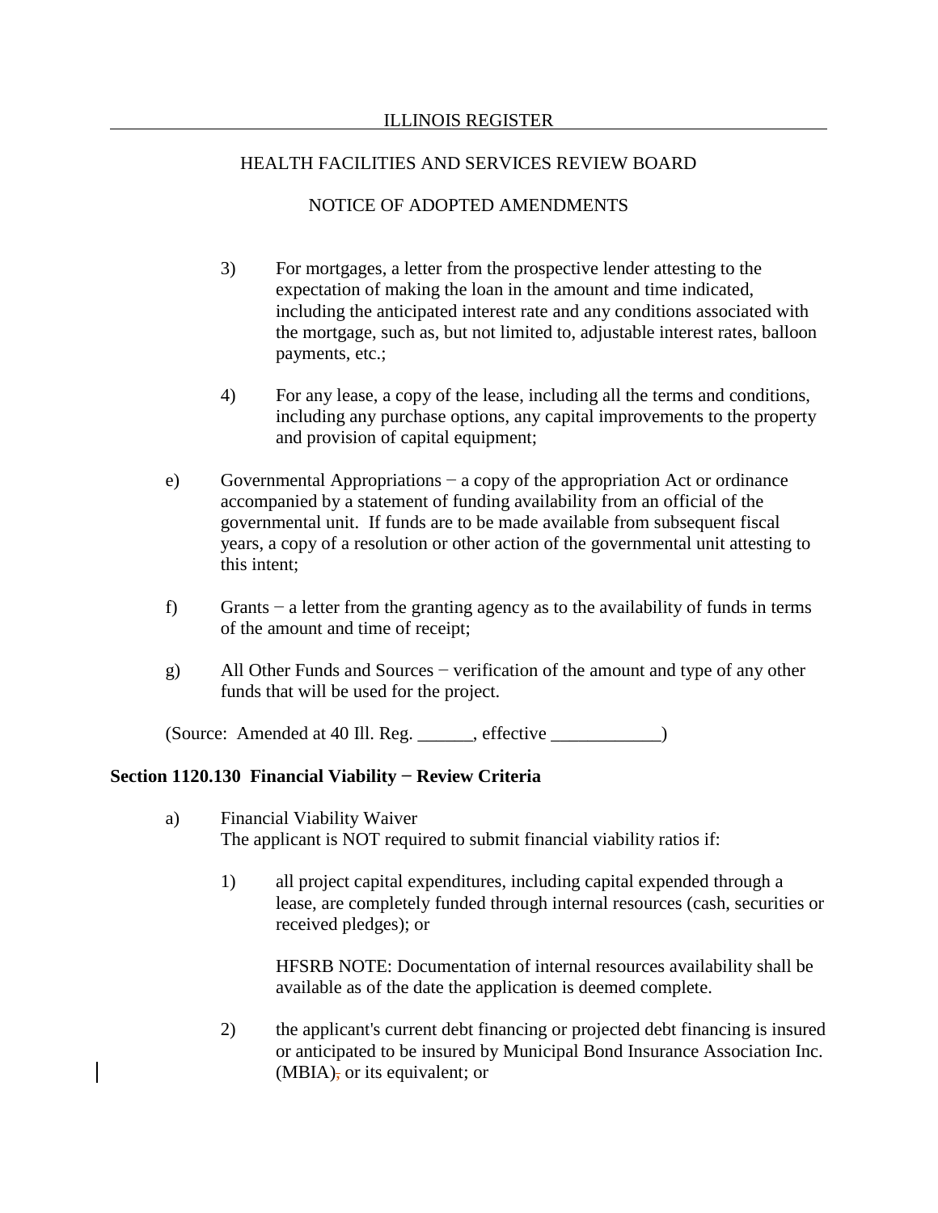3) For mortgages, a letter from the prospective lender attesting to the expectation of making the loan in the amount and time indicated, including the anticipated interest rate and any conditions associated with the mortgage, such as, but not limited to, adjustable interest rates, balloon payments, etc.;

4) For any lease, a copy of the lease, including all the terms and conditions, including any purchase options, any capital improvements to the property and provision of capital equipment;

e) Governmental Appropriations − a copy of the appropriation Act or ordinance accompanied by a statement of funding availability from an official of the governmental unit. If funds are to be made available from subsequent fiscal years, a copy of a resolution or other action of the governmental unit attesting to this intent;

f) Grants − a letter from the granting agency as to the availability of funds in terms of the amount and time of receipt;

g) All Other Funds and Sources − verification of the amount and type of any other funds that will be used for the project.

(Source: Amended at 40 Ill. Reg. ______, effective ____________)

**Section 1120.130 Financial Viability − Review Criteria**

a) Financial Viability Waiver
The applicant is NOT required to submit financial viability ratios if:

1) all project capital expenditures, including capital expended through a lease, are completely funded through internal resources (cash, securities or received pledges); or

HFSRB NOTE: Documentation of internal resources availability shall be available as of the date the application is deemed complete.

2) the applicant's current debt financing or projected debt financing is insured or anticipated to be insured by Municipal Bond Insurance Association Inc. (MBIA), or its equivalent; or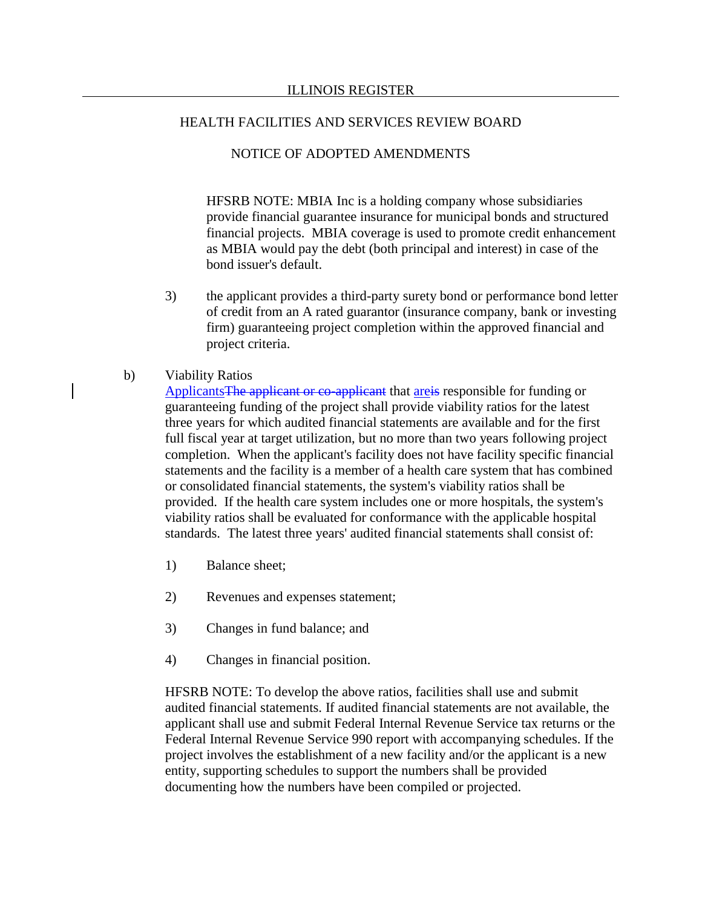HFSRB NOTE: MBIA Inc is a holding company whose subsidiaries provide financial guarantee insurance for municipal bonds and structured financial projects. MBIA coverage is used to promote credit enhancement as MBIA would pay the debt (both principal and interest) in case of the bond issuer's default.

3) the applicant provides a third-party surety bond or performance bond letter of credit from an A rated guarantor (insurance company, bank or investing firm) guaranteeing project completion within the approved financial and project criteria.

b) Viability Ratios

Applicants~~The applicant or co-applicant~~ that are~~is~~ responsible for funding or guaranteeing funding of the project shall provide viability ratios for the latest three years for which audited financial statements are available and for the first full fiscal year at target utilization, but no more than two years following project completion. When the applicant's facility does not have facility specific financial statements and the facility is a member of a health care system that has combined or consolidated financial statements, the system's viability ratios shall be provided. If the health care system includes one or more hospitals, the system's viability ratios shall be evaluated for conformance with the applicable hospital standards. The latest three years' audited financial statements shall consist of:

1) Balance sheet;

2) Revenues and expenses statement;

3) Changes in fund balance; and

4) Changes in financial position.

HFSRB NOTE: To develop the above ratios, facilities shall use and submit audited financial statements. If audited financial statements are not available, the applicant shall use and submit Federal Internal Revenue Service tax returns or the Federal Internal Revenue Service 990 report with accompanying schedules. If the project involves the establishment of a new facility and/or the applicant is a new entity, supporting schedules to support the numbers shall be provided documenting how the numbers have been compiled or projected.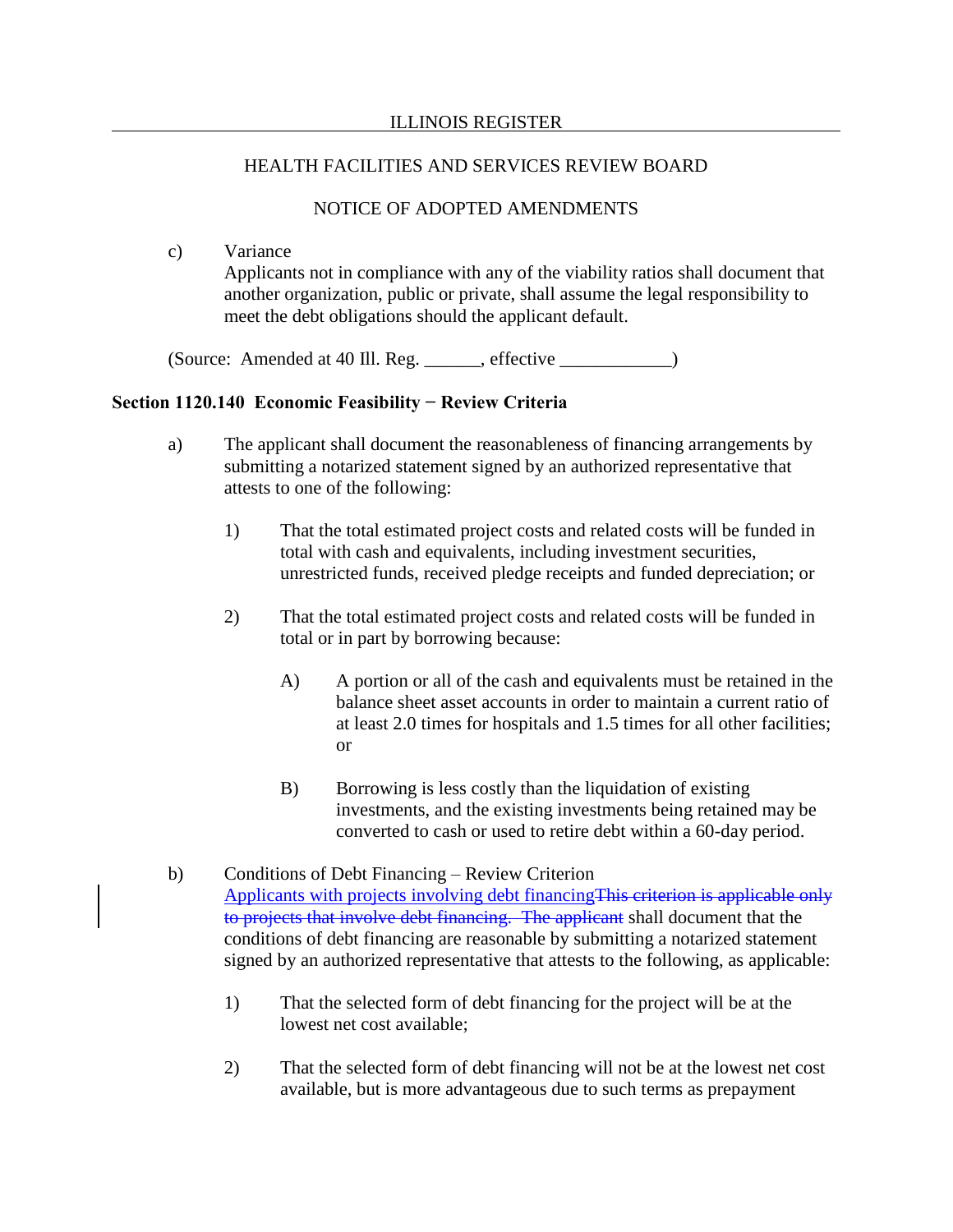c) Variance
Applicants not in compliance with any of the viability ratios shall document that another organization, public or private, shall assume the legal responsibility to meet the debt obligations should the applicant default.

(Source: Amended at 40 Ill. Reg. ______, effective ____________)

**Section 1120.140 Economic Feasibility − Review Criteria**

a) The applicant shall document the reasonableness of financing arrangements by submitting a notarized statement signed by an authorized representative that attests to one of the following:

1) That the total estimated project costs and related costs will be funded in total with cash and equivalents, including investment securities, unrestricted funds, received pledge receipts and funded depreciation; or

2) That the total estimated project costs and related costs will be funded in total or in part by borrowing because:

A) A portion or all of the cash and equivalents must be retained in the balance sheet asset accounts in order to maintain a current ratio of at least 2.0 times for hospitals and 1.5 times for all other facilities; or

B) Borrowing is less costly than the liquidation of existing investments, and the existing investments being retained may be converted to cash or used to retire debt within a 60-day period.

b) Conditions of Debt Financing – Review Criterion
Applicants with projects involving debt financing~~This criterion is applicable only to projects that involve debt financing. The applicant~~ shall document that the conditions of debt financing are reasonable by submitting a notarized statement signed by an authorized representative that attests to the following, as applicable:

1) That the selected form of debt financing for the project will be at the lowest net cost available;

2) That the selected form of debt financing will not be at the lowest net cost available, but is more advantageous due to such terms as prepayment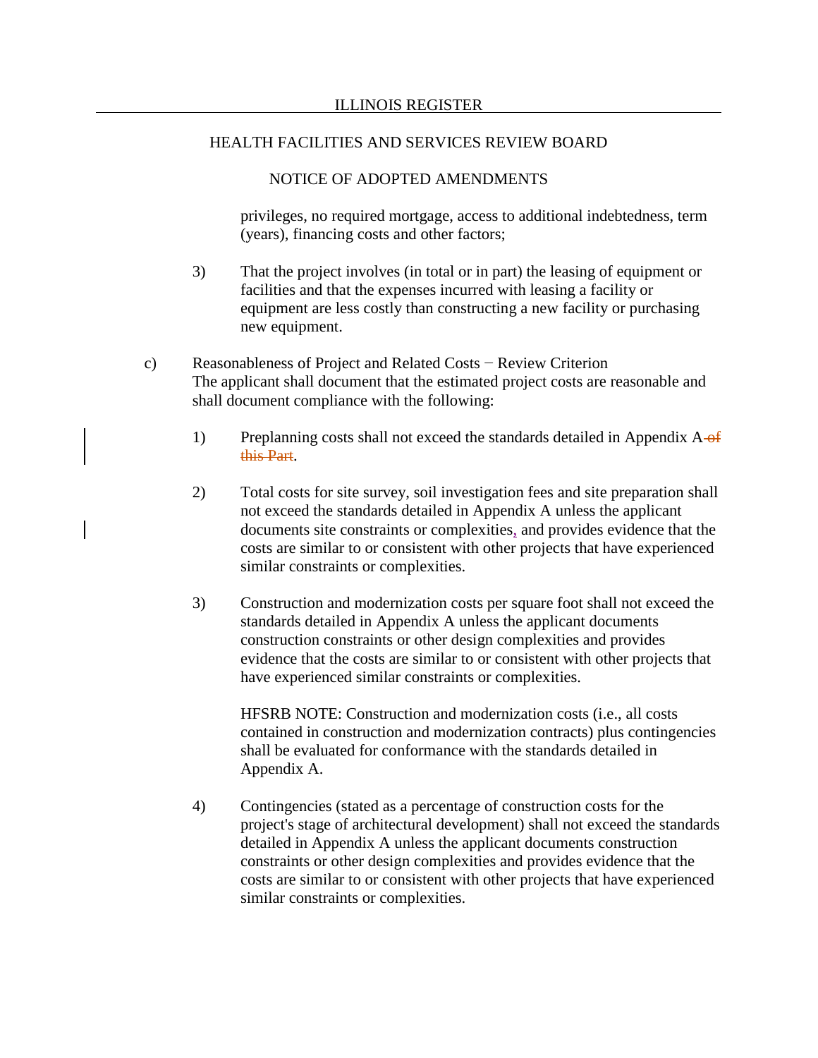privileges, no required mortgage, access to additional indebtedness, term (years), financing costs and other factors;

3) That the project involves (in total or in part) the leasing of equipment or facilities and that the expenses incurred with leasing a facility or equipment are less costly than constructing a new facility or purchasing new equipment.

c) Reasonableness of Project and Related Costs − Review Criterion
The applicant shall document that the estimated project costs are reasonable and shall document compliance with the following:

1) Preplanning costs shall not exceed the standards detailed in Appendix A ~~of this Part~~.

2) Total costs for site survey, soil investigation fees and site preparation shall not exceed the standards detailed in Appendix A unless the applicant documents site constraints or complexities, and provides evidence that the costs are similar to or consistent with other projects that have experienced similar constraints or complexities.

3) Construction and modernization costs per square foot shall not exceed the standards detailed in Appendix A unless the applicant documents construction constraints or other design complexities and provides evidence that the costs are similar to or consistent with other projects that have experienced similar constraints or complexities.

HFSRB NOTE: Construction and modernization costs (i.e., all costs contained in construction and modernization contracts) plus contingencies shall be evaluated for conformance with the standards detailed in Appendix A.

4) Contingencies (stated as a percentage of construction costs for the project's stage of architectural development) shall not exceed the standards detailed in Appendix A unless the applicant documents construction constraints or other design complexities and provides evidence that the costs are similar to or consistent with other projects that have experienced similar constraints or complexities.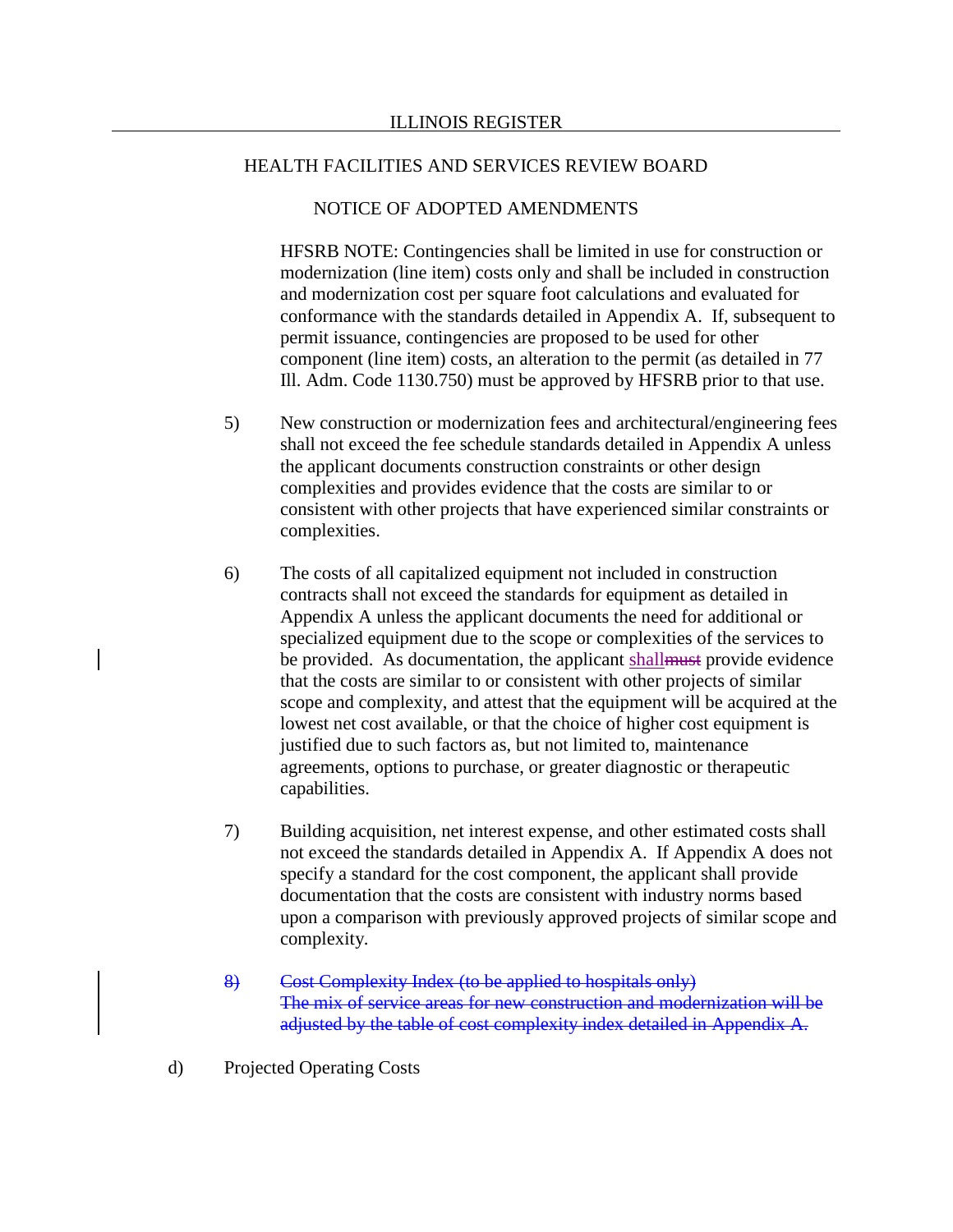HFSRB NOTE: Contingencies shall be limited in use for construction or modernization (line item) costs only and shall be included in construction and modernization cost per square foot calculations and evaluated for conformance with the standards detailed in Appendix A. If, subsequent to permit issuance, contingencies are proposed to be used for other component (line item) costs, an alteration to the permit (as detailed in 77 Ill. Adm. Code 1130.750) must be approved by HFSRB prior to that use.

5) New construction or modernization fees and architectural/engineering fees shall not exceed the fee schedule standards detailed in Appendix A unless the applicant documents construction constraints or other design complexities and provides evidence that the costs are similar to or consistent with other projects that have experienced similar constraints or complexities.

6) The costs of all capitalized equipment not included in construction contracts shall not exceed the standards for equipment as detailed in Appendix A unless the applicant documents the need for additional or specialized equipment due to the scope or complexities of the services to be provided. As documentation, the applicant <u>shall</u>~~must~~ provide evidence that the costs are similar to or consistent with other projects of similar scope and complexity, and attest that the equipment will be acquired at the lowest net cost available, or that the choice of higher cost equipment is justified due to such factors as, but not limited to, maintenance agreements, options to purchase, or greater diagnostic or therapeutic capabilities.

7) Building acquisition, net interest expense, and other estimated costs shall not exceed the standards detailed in Appendix A. If Appendix A does not specify a standard for the cost component, the applicant shall provide documentation that the costs are consistent with industry norms based upon a comparison with previously approved projects of similar scope and complexity.

~~8) Cost Complexity Index (to be applied to hospitals only)~~
~~The mix of service areas for new construction and modernization will be adjusted by the table of cost complexity index detailed in Appendix A.~~

d) Projected Operating Costs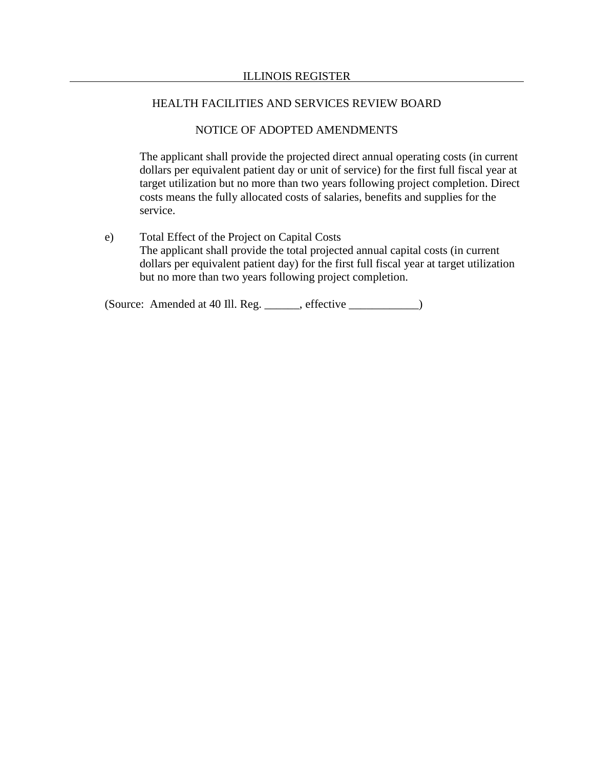The applicant shall provide the projected direct annual operating costs (in current dollars per equivalent patient day or unit of service) for the first full fiscal year at target utilization but no more than two years following project completion. Direct costs means the fully allocated costs of salaries, benefits and supplies for the service.

e) Total Effect of the Project on Capital Costs
The applicant shall provide the total projected annual capital costs (in current dollars per equivalent patient day) for the first full fiscal year at target utilization but no more than two years following project completion.

(Source: Amended at 40 Ill. Reg. ______, effective ____________)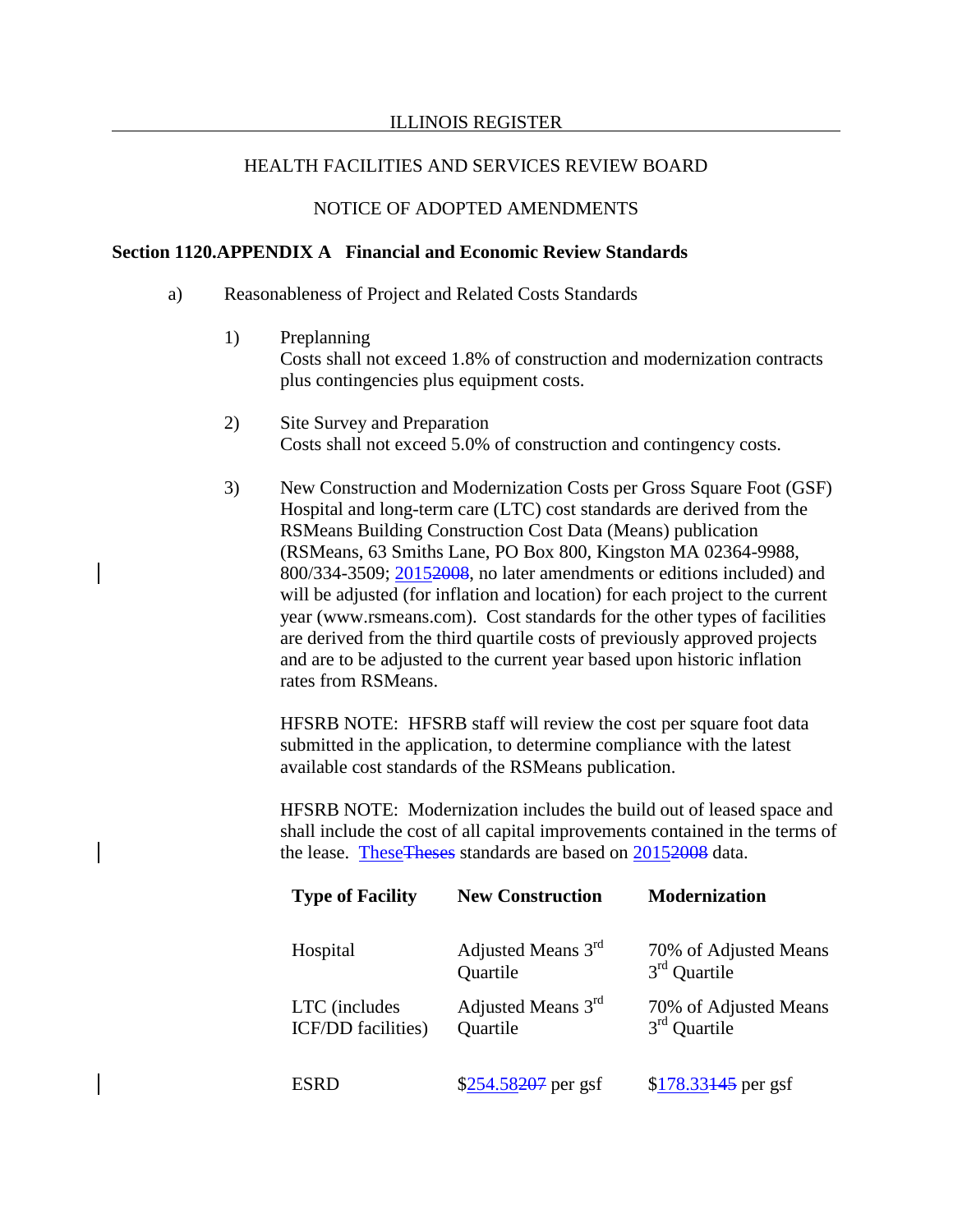ILLINOIS REGISTER

HEALTH FACILITIES AND SERVICES REVIEW BOARD

NOTICE OF ADOPTED AMENDMENTS

**Section 1120.APPENDIX A Financial and Economic Review Standards**

a) Reasonableness of Project and Related Costs Standards

1) Preplanning
Costs shall not exceed 1.8% of construction and modernization contracts plus contingencies plus equipment costs.

2) Site Survey and Preparation
Costs shall not exceed 5.0% of construction and contingency costs.

3) New Construction and Modernization Costs per Gross Square Foot (GSF)
Hospital and long-term care (LTC) cost standards are derived from the RSMeans Building Construction Cost Data (Means) publication (RSMeans, 63 Smiths Lane, PO Box 800, Kingston MA 02364-9988, 800/334-3509; 2015~~2008~~, no later amendments or editions included) and will be adjusted (for inflation and location) for each project to the current year (www.rsmeans.com). Cost standards for the other types of facilities are derived from the third quartile costs of previously approved projects and are to be adjusted to the current year based upon historic inflation rates from RSMeans.

HFSRB NOTE: HFSRB staff will review the cost per square foot data submitted in the application, to determine compliance with the latest available cost standards of the RSMeans publication.

HFSRB NOTE: Modernization includes the build out of leased space and shall include the cost of all capital improvements contained in the terms of the lease. These~~Theses~~ standards are based on 2015~~2008~~ data.

| **Type of Facility** | **New Construction** | **Modernization** |
|---|---|---|
| Hospital | Adjusted Means 3rd Quartile | 70% of Adjusted Means 3rd Quartile |
| LTC (includes ICF/DD facilities) | Adjusted Means 3rd Quartile | 70% of Adjusted Means 3rd Quartile |
| ESRD | $254.58~~207~~ per gsf | $178.33~~145~~ per gsf |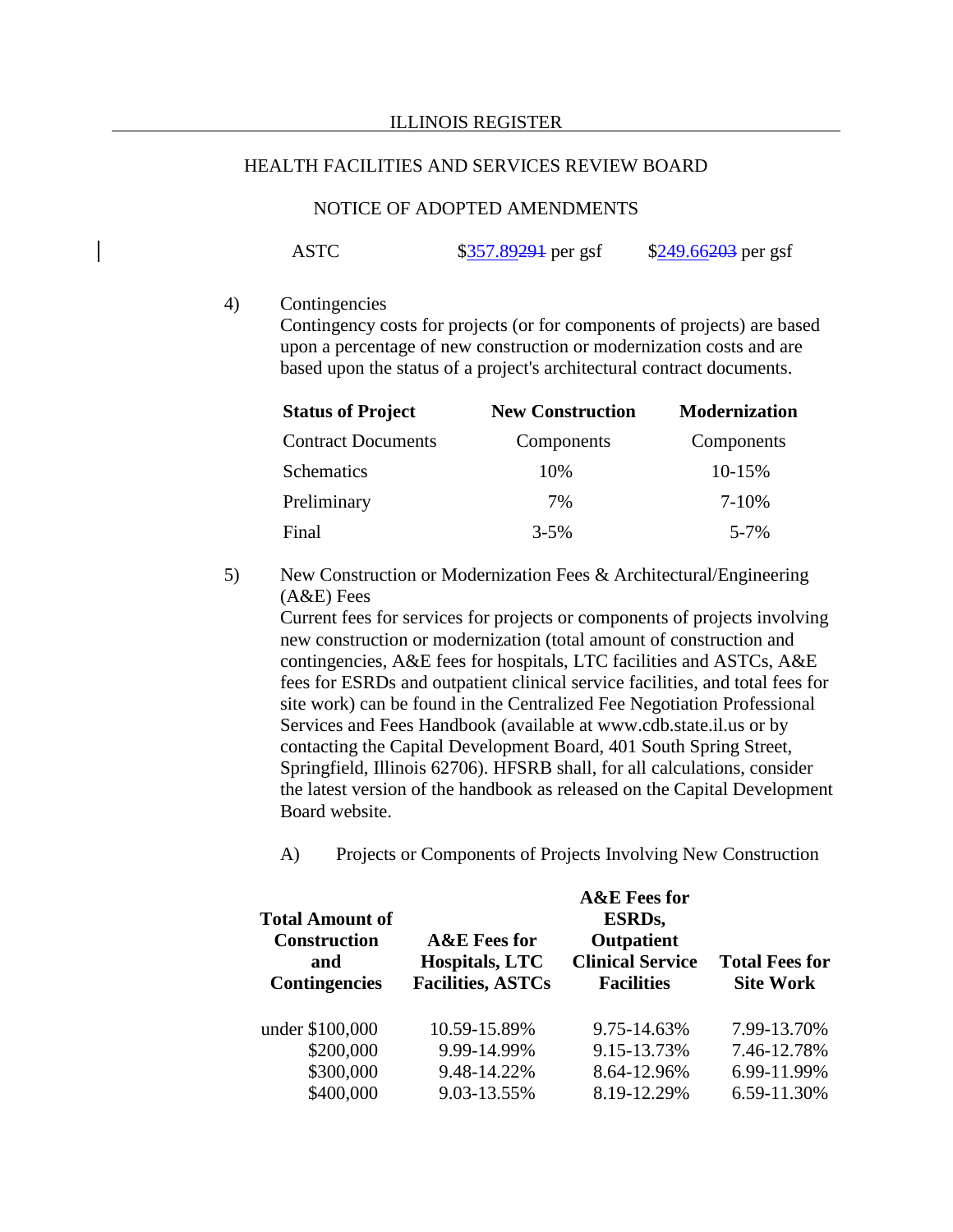ASTC $357.89~~291~~ per gsf $249.66~~203~~ per gsf

4) Contingencies

Contingency costs for projects (or for components of projects) are based upon a percentage of new construction or modernization costs and are based upon the status of a project's architectural contract documents.

| **Status of Project** | **New Construction** | **Modernization** |
|---|---|---|
| Contract Documents | Components | Components |
| Schematics | 10% | 10-15% |
| Preliminary | 7% | 7-10% |
| Final | 3-5% | 5-7% |

5) New Construction or Modernization Fees & Architectural/Engineering (A&E) Fees

Current fees for services for projects or components of projects involving new construction or modernization (total amount of construction and contingencies, A&E fees for hospitals, LTC facilities and ASTCs, A&E fees for ESRDs and outpatient clinical service facilities, and total fees for site work) can be found in the Centralized Fee Negotiation Professional Services and Fees Handbook (available at www.cdb.state.il.us or by contacting the Capital Development Board, 401 South Spring Street, Springfield, Illinois 62706). HFSRB shall, for all calculations, consider the latest version of the handbook as released on the Capital Development Board website.

A) Projects or Components of Projects Involving New Construction

| **Total Amount of Construction and Contingencies** | **A&E Fees for Hospitals, LTC Facilities, ASTCs** | **A&E Fees for ESRDs, Outpatient Clinical Service Facilities** | **Total Fees for Site Work** |
|---|---|---|---|
| under $100,000 | 10.59-15.89% | 9.75-14.63% | 7.99-13.70% |
| $200,000 | 9.99-14.99% | 9.15-13.73% | 7.46-12.78% |
| $300,000 | 9.48-14.22% | 8.64-12.96% | 6.99-11.99% |
| $400,000 | 9.03-13.55% | 8.19-12.29% | 6.59-11.30% |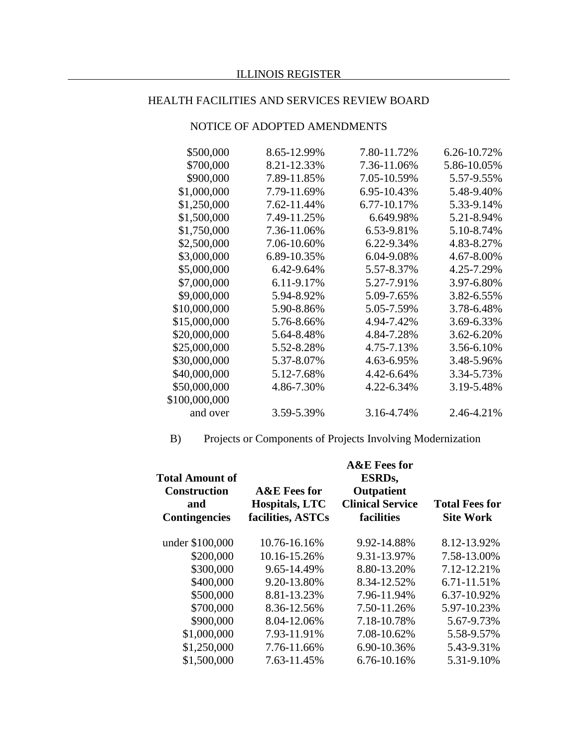## HEALTH FACILITIES AND SERVICES REVIEW BOARD

## NOTICE OF ADOPTED AMENDMENTS

| | | | |
|---|---|---|---|
| $500,000 | 8.65-12.99% | 7.80-11.72% | 6.26-10.72% |
| $700,000 | 8.21-12.33% | 7.36-11.06% | 5.86-10.05% |
| $900,000 | 7.89-11.85% | 7.05-10.59% | 5.57-9.55% |
| $1,000,000 | 7.79-11.69% | 6.95-10.43% | 5.48-9.40% |
| $1,250,000 | 7.62-11.44% | 6.77-10.17% | 5.33-9.14% |
| $1,500,000 | 7.49-11.25% | 6.649.98% | 5.21-8.94% |
| $1,750,000 | 7.36-11.06% | 6.53-9.81% | 5.10-8.74% |
| $2,500,000 | 7.06-10.60% | 6.22-9.34% | 4.83-8.27% |
| $3,000,000 | 6.89-10.35% | 6.04-9.08% | 4.67-8.00% |
| $5,000,000 | 6.42-9.64% | 5.57-8.37% | 4.25-7.29% |
| $7,000,000 | 6.11-9.17% | 5.27-7.91% | 3.97-6.80% |
| $9,000,000 | 5.94-8.92% | 5.09-7.65% | 3.82-6.55% |
| $10,000,000 | 5.90-8.86% | 5.05-7.59% | 3.78-6.48% |
| $15,000,000 | 5.76-8.66% | 4.94-7.42% | 3.69-6.33% |
| $20,000,000 | 5.64-8.48% | 4.84-7.28% | 3.62-6.20% |
| $25,000,000 | 5.52-8.28% | 4.75-7.13% | 3.56-6.10% |
| $30,000,000 | 5.37-8.07% | 4.63-6.95% | 3.48-5.96% |
| $40,000,000 | 5.12-7.68% | 4.42-6.64% | 3.34-5.73% |
| $50,000,000 | 4.86-7.30% | 4.22-6.34% | 3.19-5.48% |
| $100,000,000 and over | 3.59-5.39% | 3.16-4.74% | 2.46-4.21% |

B) Projects or Components of Projects Involving Modernization

| Total Amount of Construction and Contingencies | A&E Fees for Hospitals, LTC facilities, ASTCs | A&E Fees for ESRDs, Outpatient Clinical Service facilities | Total Fees for Site Work |
|---|---|---|---|
| under $100,000 | 10.76-16.16% | 9.92-14.88% | 8.12-13.92% |
| $200,000 | 10.16-15.26% | 9.31-13.97% | 7.58-13.00% |
| $300,000 | 9.65-14.49% | 8.80-13.20% | 7.12-12.21% |
| $400,000 | 9.20-13.80% | 8.34-12.52% | 6.71-11.51% |
| $500,000 | 8.81-13.23% | 7.96-11.94% | 6.37-10.92% |
| $700,000 | 8.36-12.56% | 7.50-11.26% | 5.97-10.23% |
| $900,000 | 8.04-12.06% | 7.18-10.78% | 5.67-9.73% |
| $1,000,000 | 7.93-11.91% | 7.08-10.62% | 5.58-9.57% |
| $1,250,000 | 7.76-11.66% | 6.90-10.36% | 5.43-9.31% |
| $1,500,000 | 7.63-11.45% | 6.76-10.16% | 5.31-9.10% |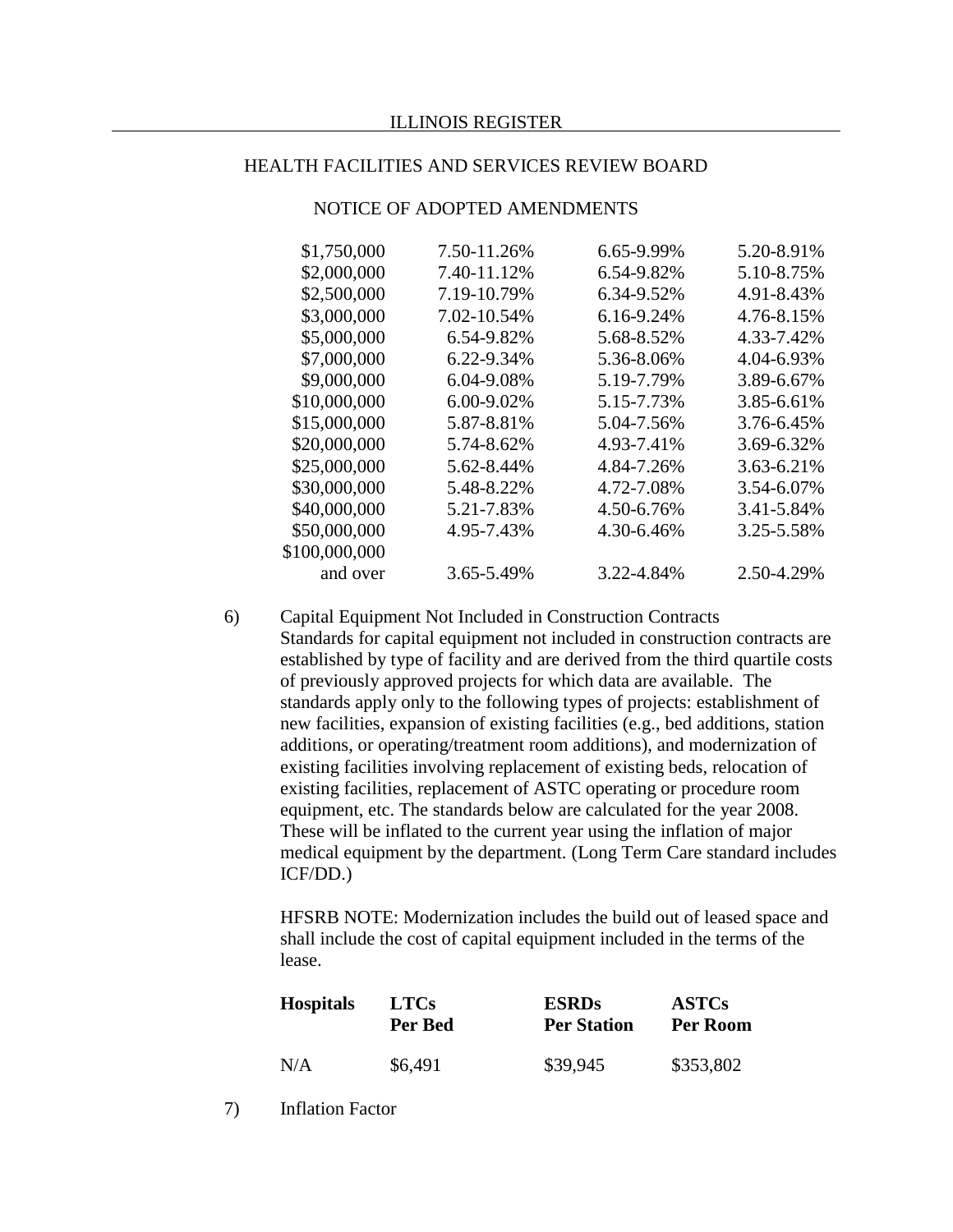HEALTH FACILITIES AND SERVICES REVIEW BOARD

NOTICE OF ADOPTED AMENDMENTS

| | | | |
|---|---|---|---|
| $1,750,000 | 7.50-11.26% | 6.65-9.99% | 5.20-8.91% |
| $2,000,000 | 7.40-11.12% | 6.54-9.82% | 5.10-8.75% |
| $2,500,000 | 7.19-10.79% | 6.34-9.52% | 4.91-8.43% |
| $3,000,000 | 7.02-10.54% | 6.16-9.24% | 4.76-8.15% |
| $5,000,000 | 6.54-9.82% | 5.68-8.52% | 4.33-7.42% |
| $7,000,000 | 6.22-9.34% | 5.36-8.06% | 4.04-6.93% |
| $9,000,000 | 6.04-9.08% | 5.19-7.79% | 3.89-6.67% |
| $10,000,000 | 6.00-9.02% | 5.15-7.73% | 3.85-6.61% |
| $15,000,000 | 5.87-8.81% | 5.04-7.56% | 3.76-6.45% |
| $20,000,000 | 5.74-8.62% | 4.93-7.41% | 3.69-6.32% |
| $25,000,000 | 5.62-8.44% | 4.84-7.26% | 3.63-6.21% |
| $30,000,000 | 5.48-8.22% | 4.72-7.08% | 3.54-6.07% |
| $40,000,000 | 5.21-7.83% | 4.50-6.76% | 3.41-5.84% |
| $50,000,000 | 4.95-7.43% | 4.30-6.46% | 3.25-5.58% |
| $100,000,000 and over | 3.65-5.49% | 3.22-4.84% | 2.50-4.29% |

6) Capital Equipment Not Included in Construction Contracts
Standards for capital equipment not included in construction contracts are established by type of facility and are derived from the third quartile costs of previously approved projects for which data are available. The standards apply only to the following types of projects: establishment of new facilities, expansion of existing facilities (e.g., bed additions, station additions, or operating/treatment room additions), and modernization of existing facilities involving replacement of existing beds, relocation of existing facilities, replacement of ASTC operating or procedure room equipment, etc. The standards below are calculated for the year 2008. These will be inflated to the current year using the inflation of major medical equipment by the department. (Long Term Care standard includes ICF/DD.)

HFSRB NOTE: Modernization includes the build out of leased space and shall include the cost of capital equipment included in the terms of the lease.

| **Hospitals** | **LTCs Per Bed** | **ESRDs Per Station** | **ASTCs Per Room** |
|---|---|---|---|
| N/A | $6,491 | $39,945 | $353,802 |

7) Inflation Factor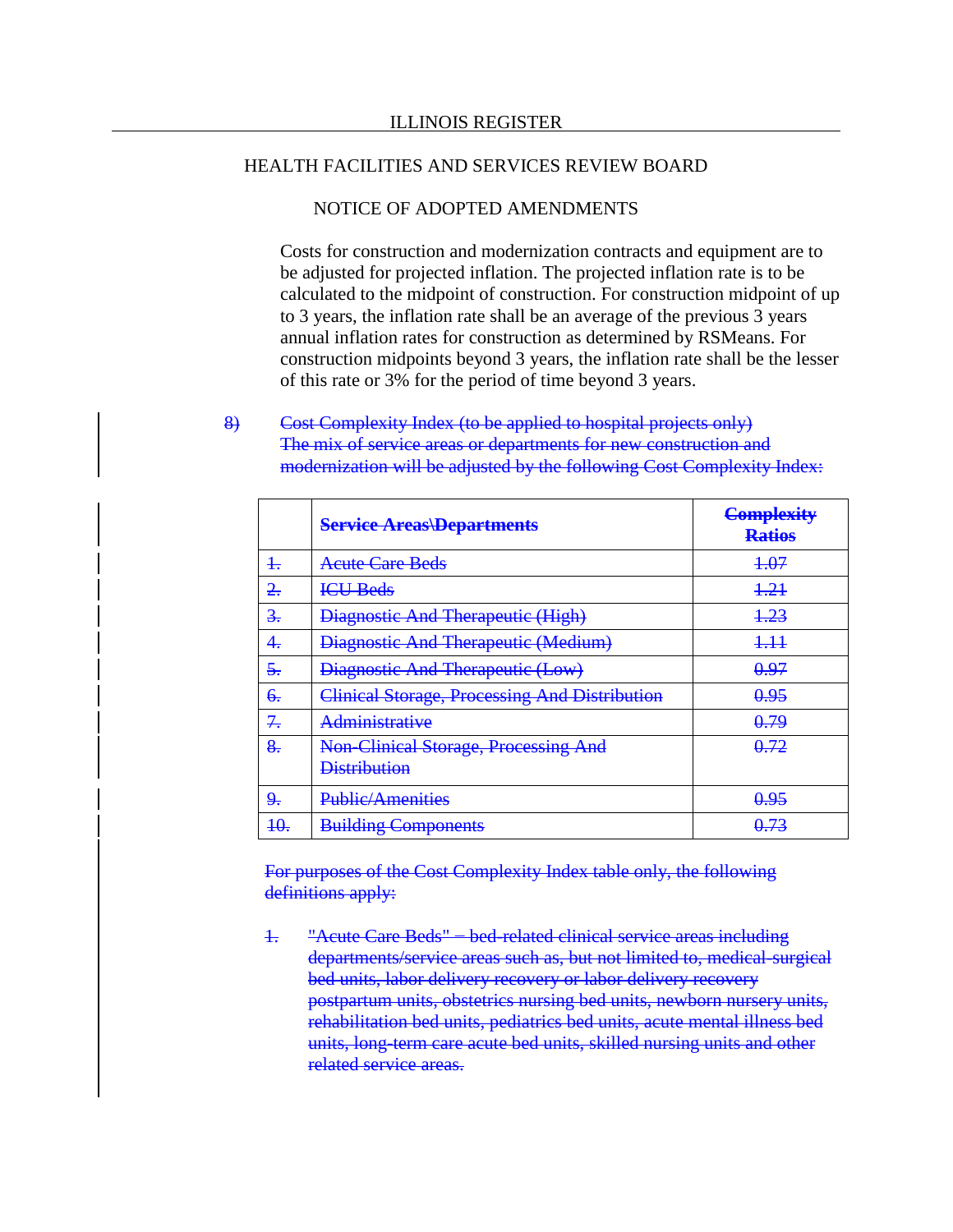Costs for construction and modernization contracts and equipment are to be adjusted for projected inflation. The projected inflation rate is to be calculated to the midpoint of construction. For construction midpoint of up to 3 years, the inflation rate shall be an average of the previous 3 years annual inflation rates for construction as determined by RSMeans. For construction midpoints beyond 3 years, the inflation rate shall be the lesser of this rate or 3% for the period of time beyond 3 years.

~~8) Cost Complexity Index (to be applied to hospital projects only) The mix of service areas or departments for new construction and modernization will be adjusted by the following Cost Complexity Index:~~

| | ~~**Service Areas\Departments**~~ | ~~**Complexity Ratios**~~ |
|---|---|---|
| ~~1.~~ | ~~Acute Care Beds~~ | ~~1.07~~ |
| ~~2.~~ | ~~ICU Beds~~ | ~~1.21~~ |
| ~~3.~~ | ~~Diagnostic And Therapeutic (High)~~ | ~~1.23~~ |
| ~~4.~~ | ~~Diagnostic And Therapeutic (Medium)~~ | ~~1.11~~ |
| ~~5.~~ | ~~Diagnostic And Therapeutic (Low)~~ | ~~0.97~~ |
| ~~6.~~ | ~~Clinical Storage, Processing And Distribution~~ | ~~0.95~~ |
| ~~7.~~ | ~~Administrative~~ | ~~0.79~~ |
| ~~8.~~ | ~~Non-Clinical Storage, Processing And Distribution~~ | ~~0.72~~ |
| ~~9.~~ | ~~Public/Amenities~~ | ~~0.95~~ |
| ~~10.~~ | ~~Building Components~~ | ~~0.73~~ |

~~For purposes of the Cost Complexity Index table only, the following definitions apply:~~

~~1. "Acute Care Beds" – bed-related clinical service areas including departments/service areas such as, but not limited to, medical-surgical bed units, labor delivery recovery or labor delivery recovery postpartum units, obstetrics nursing bed units, newborn nursery units, rehabilitation bed units, pediatrics bed units, acute mental illness bed units, long-term care acute bed units, skilled nursing units and other related service areas.~~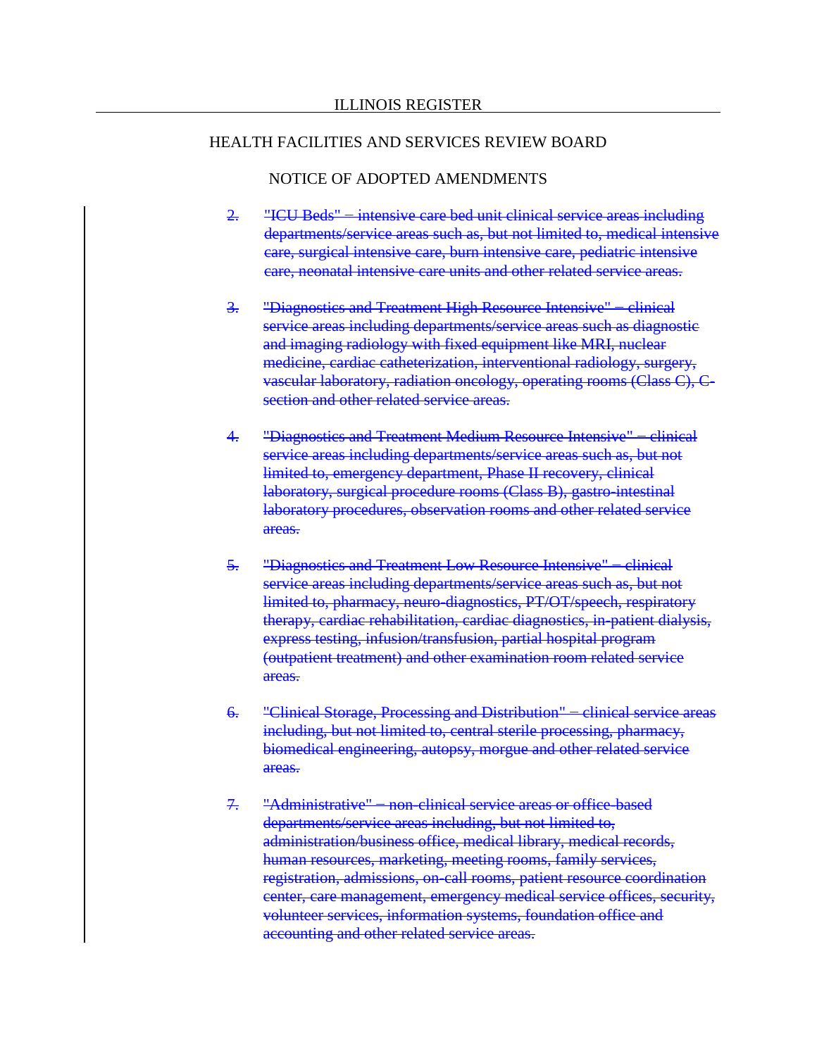ILLINOIS REGISTER

HEALTH FACILITIES AND SERVICES REVIEW BOARD

NOTICE OF ADOPTED AMENDMENTS

~~2. "ICU Beds" = intensive care bed unit clinical service areas including departments/service areas such as, but not limited to, medical intensive care, surgical intensive care, burn intensive care, pediatric intensive care, neonatal intensive care units and other related service areas.~~

~~3. "Diagnostics and Treatment High Resource Intensive" = clinical service areas including departments/service areas such as diagnostic and imaging radiology with fixed equipment like MRI, nuclear medicine, cardiac catheterization, interventional radiology, surgery, vascular laboratory, radiation oncology, operating rooms (Class C), C-section and other related service areas.~~

~~4. "Diagnostics and Treatment Medium Resource Intensive" = clinical service areas including departments/service areas such as, but not limited to, emergency department, Phase II recovery, clinical laboratory, surgical procedure rooms (Class B), gastro-intestinal laboratory procedures, observation rooms and other related service areas.~~

~~5. "Diagnostics and Treatment Low Resource Intensive" = clinical service areas including departments/service areas such as, but not limited to, pharmacy, neuro-diagnostics, PT/OT/speech, respiratory therapy, cardiac rehabilitation, cardiac diagnostics, in-patient dialysis, express testing, infusion/transfusion, partial hospital program (outpatient treatment) and other examination room related service areas.~~

~~6. "Clinical Storage, Processing and Distribution" = clinical service areas including, but not limited to, central sterile processing, pharmacy, biomedical engineering, autopsy, morgue and other related service areas.~~

~~7. "Administrative" = non-clinical service areas or office-based departments/service areas including, but not limited to, administration/business office, medical library, medical records, human resources, marketing, meeting rooms, family services, registration, admissions, on-call rooms, patient resource coordination center, care management, emergency medical service offices, security, volunteer services, information systems, foundation office and accounting and other related service areas.~~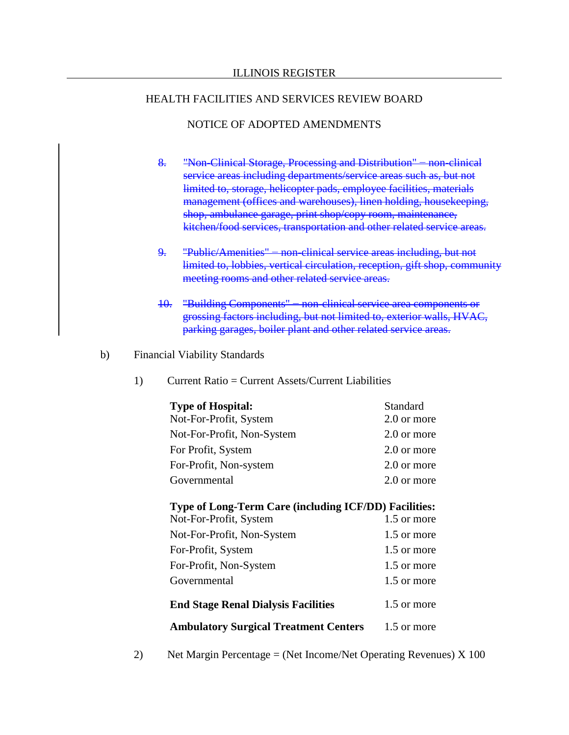ILLINOIS REGISTER

HEALTH FACILITIES AND SERVICES REVIEW BOARD

NOTICE OF ADOPTED AMENDMENTS

~~8. "Non-Clinical Storage, Processing and Distribution" = non-clinical service areas including departments/service areas such as, but not limited to, storage, helicopter pads, employee facilities, materials management (offices and warehouses), linen holding, housekeeping, shop, ambulance garage, print shop/copy room, maintenance, kitchen/food services, transportation and other related service areas.~~

~~9. "Public/Amenities" = non-clinical service areas including, but not limited to, lobbies, vertical circulation, reception, gift shop, community meeting rooms and other related service areas.~~

~~10. "Building Components" = non-clinical service area components or grossing factors including, but not limited to, exterior walls, HVAC, parking garages, boiler plant and other related service areas.~~

b) Financial Viability Standards

1) Current Ratio = Current Assets/Current Liabilities

| **Type of Hospital:** | Standard |
|---|---|
| Not-For-Profit, System | 2.0 or more |
| Not-For-Profit, Non-System | 2.0 or more |
| For Profit, System | 2.0 or more |
| For-Profit, Non-system | 2.0 or more |
| Governmental | 2.0 or more |
| **Type of Long-Term Care (including ICF/DD) Facilities:** | |
| Not-For-Profit, System | 1.5 or more |
| Not-For-Profit, Non-System | 1.5 or more |
| For-Profit, System | 1.5 or more |
| For-Profit, Non-System | 1.5 or more |
| Governmental | 1.5 or more |
| **End Stage Renal Dialysis Facilities** | 1.5 or more |
| **Ambulatory Surgical Treatment Centers** | 1.5 or more |

2) Net Margin Percentage = (Net Income/Net Operating Revenues) X 100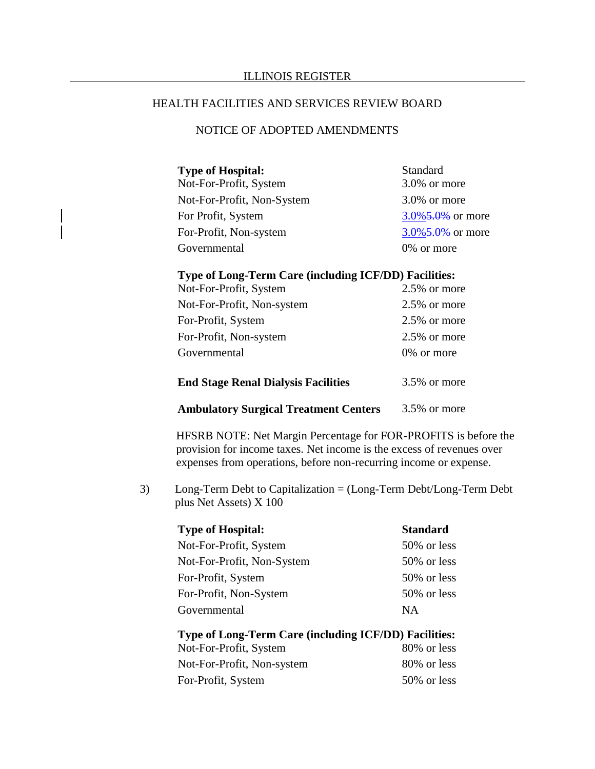ILLINOIS REGISTER

HEALTH FACILITIES AND SERVICES REVIEW BOARD

NOTICE OF ADOPTED AMENDMENTS

| **Type of Hospital:** | Standard |
|---|---|
| Not-For-Profit, System | 3.0% or more |
| Not-For-Profit, Non-System | 3.0% or more |
| For Profit, System | 3.0%~~5.0%~~ or more |
| For-Profit, Non-system | 3.0%~~5.0%~~ or more |
| Governmental | 0% or more |

| **Type of Long-Term Care (including ICF/DD) Facilities:** | |
|---|---|
| Not-For-Profit, System | 2.5% or more |
| Not-For-Profit, Non-system | 2.5% or more |
| For-Profit, System | 2.5% or more |
| For-Profit, Non-system | 2.5% or more |
| Governmental | 0% or more |

| | |
|---|---|
| **End Stage Renal Dialysis Facilities** | 3.5% or more |
| **Ambulatory Surgical Treatment Centers** | 3.5% or more |

HFSRB NOTE: Net Margin Percentage for FOR-PROFITS is before the provision for income taxes. Net income is the excess of revenues over expenses from operations, before non-recurring income or expense.

3) Long-Term Debt to Capitalization = (Long-Term Debt/Long-Term Debt plus Net Assets) X 100

| **Type of Hospital:** | **Standard** |
|---|---|
| Not-For-Profit, System | 50% or less |
| Not-For-Profit, Non-System | 50% or less |
| For-Profit, System | 50% or less |
| For-Profit, Non-System | 50% or less |
| Governmental | NA |

| **Type of Long-Term Care (including ICF/DD) Facilities:** | |
|---|---|
| Not-For-Profit, System | 80% or less |
| Not-For-Profit, Non-system | 80% or less |
| For-Profit, System | 50% or less |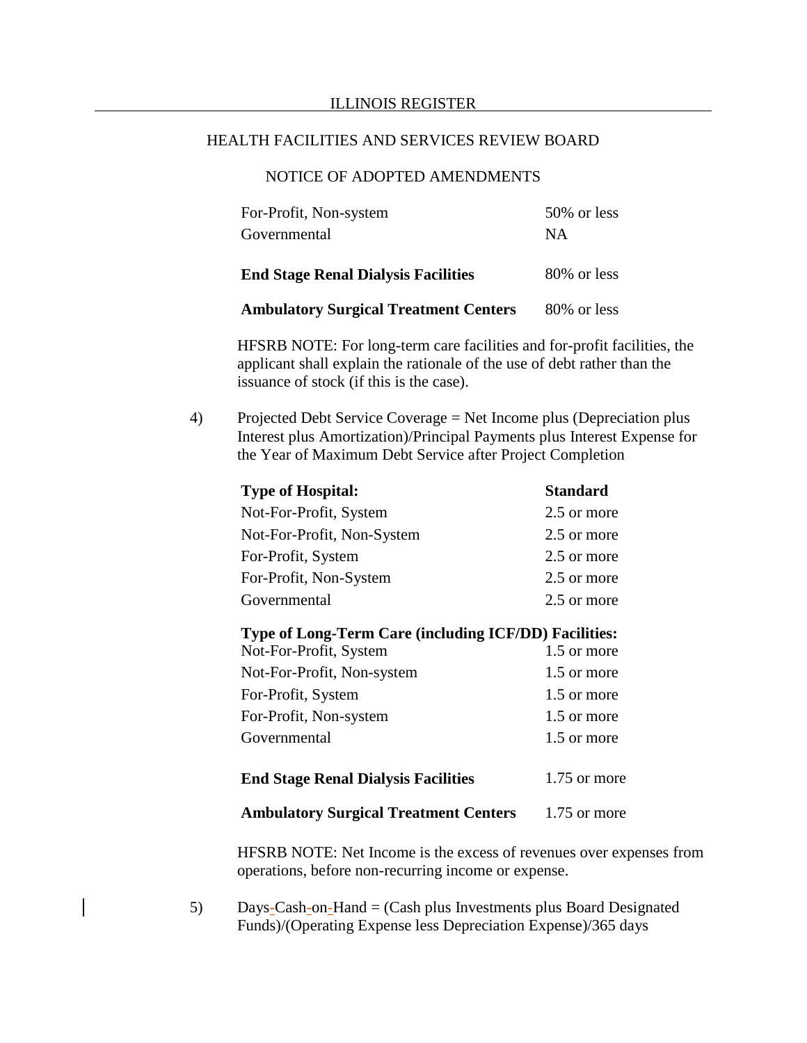| | |
|---|---|
| For-Profit, Non-system | 50% or less |
| Governmental | NA |
| **End Stage Renal Dialysis Facilities** | 80% or less |
| **Ambulatory Surgical Treatment Centers** | 80% or less |

HFSRB NOTE: For long-term care facilities and for-profit facilities, the applicant shall explain the rationale of the use of debt rather than the issuance of stock (if this is the case).

4) Projected Debt Service Coverage = Net Income plus (Depreciation plus Interest plus Amortization)/Principal Payments plus Interest Expense for the Year of Maximum Debt Service after Project Completion

| **Type of Hospital:** | **Standard** |
|---|---|
| Not-For-Profit, System | 2.5 or more |
| Not-For-Profit, Non-System | 2.5 or more |
| For-Profit, System | 2.5 or more |
| For-Profit, Non-System | 2.5 or more |
| Governmental | 2.5 or more |
| **Type of Long-Term Care (including ICF/DD) Facilities:** | |
| Not-For-Profit, System | 1.5 or more |
| Not-For-Profit, Non-system | 1.5 or more |
| For-Profit, System | 1.5 or more |
| For-Profit, Non-system | 1.5 or more |
| Governmental | 1.5 or more |
| **End Stage Renal Dialysis Facilities** | 1.75 or more |
| **Ambulatory Surgical Treatment Centers** | 1.75 or more |

HFSRB NOTE: Net Income is the excess of revenues over expenses from operations, before non-recurring income or expense.

5) Days-Cash-on-Hand = (Cash plus Investments plus Board Designated Funds)/(Operating Expense less Depreciation Expense)/365 days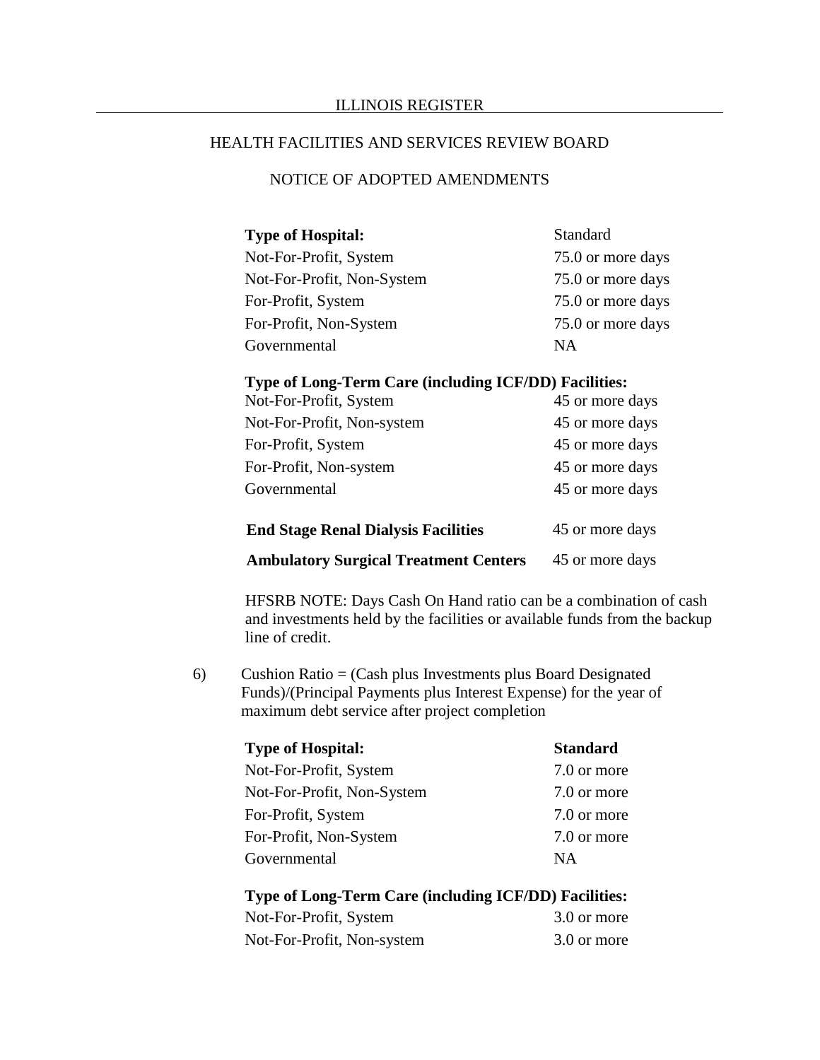| Type of Hospital: | Standard |
|---|---|
| Not-For-Profit, System | 75.0 or more days |
| Not-For-Profit, Non-System | 75.0 or more days |
| For-Profit, System | 75.0 or more days |
| For-Profit, Non-System | 75.0 or more days |
| Governmental | NA |

| Type of Long-Term Care (including ICF/DD) Facilities: | |
|---|---|
| Not-For-Profit, System | 45 or more days |
| Not-For-Profit, Non-system | 45 or more days |
| For-Profit, System | 45 or more days |
| For-Profit, Non-system | 45 or more days |
| Governmental | 45 or more days |

| | |
|---|---|
| **End Stage Renal Dialysis Facilities** | 45 or more days |
| **Ambulatory Surgical Treatment Centers** | 45 or more days |

HFSRB NOTE: Days Cash On Hand ratio can be a combination of cash and investments held by the facilities or available funds from the backup line of credit.

6) Cushion Ratio = (Cash plus Investments plus Board Designated Funds)/(Principal Payments plus Interest Expense) for the year of maximum debt service after project completion

| Type of Hospital: | Standard |
|---|---|
| Not-For-Profit, System | 7.0 or more |
| Not-For-Profit, Non-System | 7.0 or more |
| For-Profit, System | 7.0 or more |
| For-Profit, Non-System | 7.0 or more |
| Governmental | NA |

| Type of Long-Term Care (including ICF/DD) Facilities: | |
|---|---|
| Not-For-Profit, System | 3.0 or more |
| Not-For-Profit, Non-system | 3.0 or more |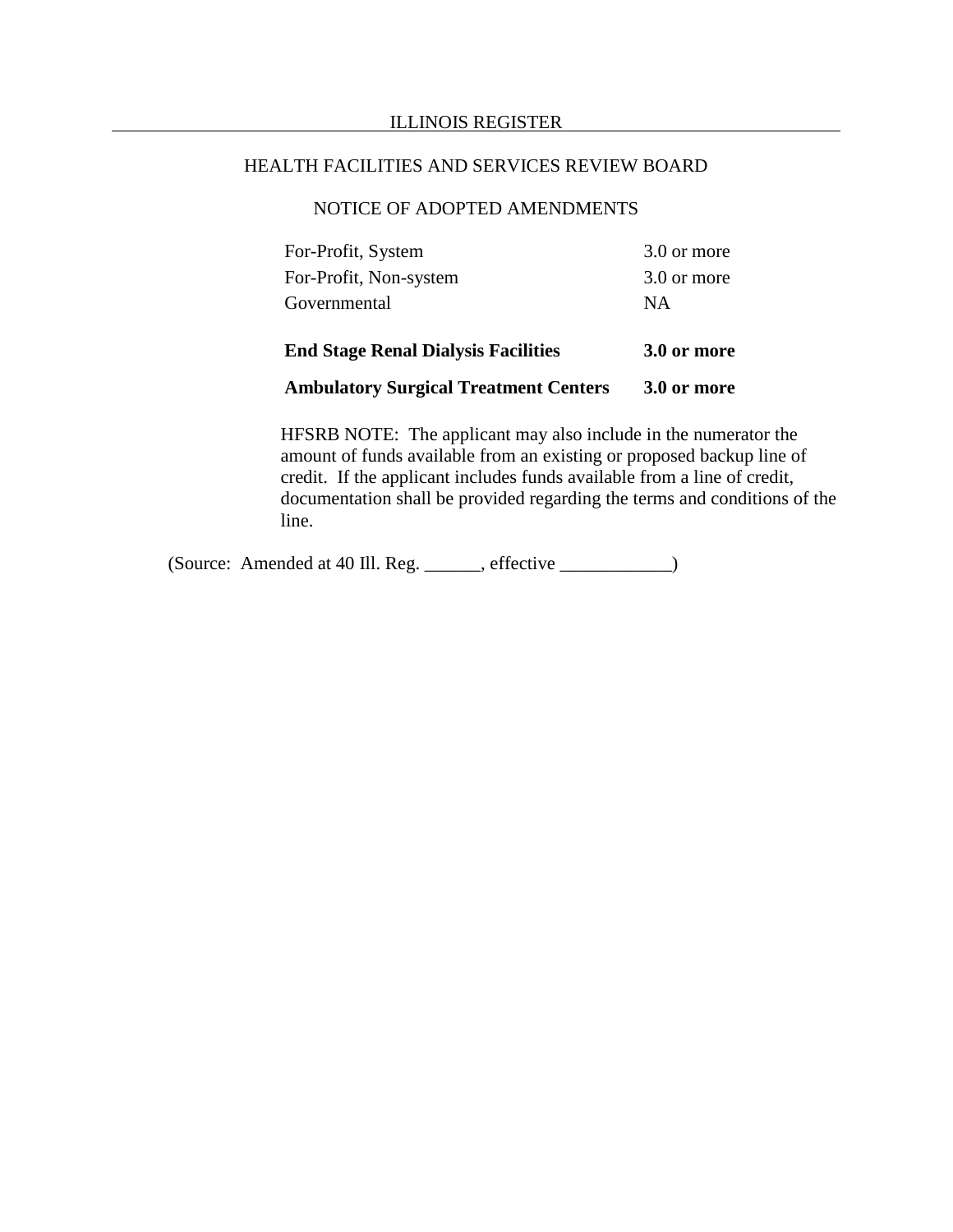| | |
|---|---|
| For-Profit, System | 3.0 or more |
| For-Profit, Non-system | 3.0 or more |
| Governmental | NA |
| **End Stage Renal Dialysis Facilities** | **3.0 or more** |
| **Ambulatory Surgical Treatment Centers** | **3.0 or more** |

HFSRB NOTE: The applicant may also include in the numerator the amount of funds available from an existing or proposed backup line of credit. If the applicant includes funds available from a line of credit, documentation shall be provided regarding the terms and conditions of the line.

(Source: Amended at 40 Ill. Reg. ______, effective ____________)